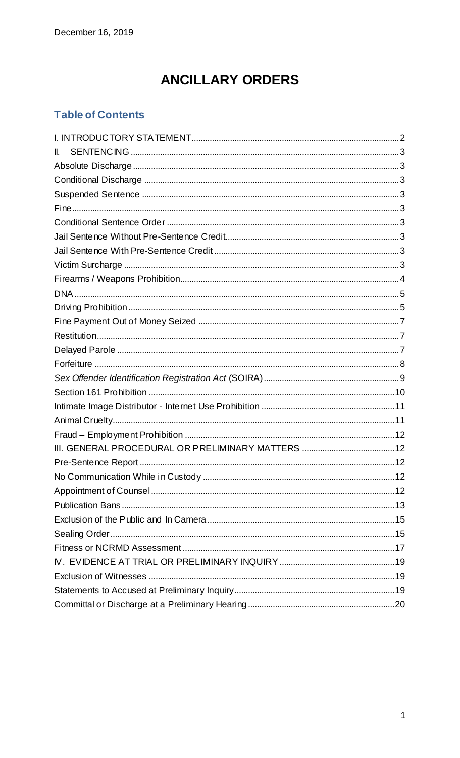December 16, 2019

# ANCILLARY ORDERS

## Table of Contents

I. INTRODUCTORY STATEMENT .......... 2
II. SENTENCING .......... 3
Absolute Discharge .......... 3
Conditional Discharge .......... 3
Suspended Sentence .......... 3
Fine .......... 3
Conditional Sentence Order .......... 3
Jail Sentence Without Pre-Sentence Credit .......... 3
Jail Sentence With Pre-Sentence Credit .......... 3
Victim Surcharge .......... 3
Firearms / Weapons Prohibition .......... 4
DNA .......... 5
Driving Prohibition .......... 5
Fine Payment Out of Money Seized .......... 7
Restitution .......... 7
Delayed Parole .......... 7
Forfeiture .......... 8
*Sex Offender Identification Registration Act* (SOIRA) .......... 9
Section 161 Prohibition .......... 10
Intimate Image Distributor - Internet Use Prohibition .......... 11
Animal Cruelty .......... 11
Fraud – Employment Prohibition .......... 12
III. GENERAL PROCEDURAL OR PRELIMINARY MATTERS .......... 12
Pre-Sentence Report .......... 12
No Communication While in Custody .......... 12
Appointment of Counsel .......... 12
Publication Bans .......... 13
Exclusion of the Public and In Camera .......... 15
Sealing Order .......... 15
Fitness or NCRMD Assessment .......... 17
IV. EVIDENCE AT TRIAL OR PRELIMINARY INQUIRY .......... 19
Exclusion of Witnesses .......... 19
Statements to Accused at Preliminary Inquiry .......... 19
Committal or Discharge at a Preliminary Hearing .......... 20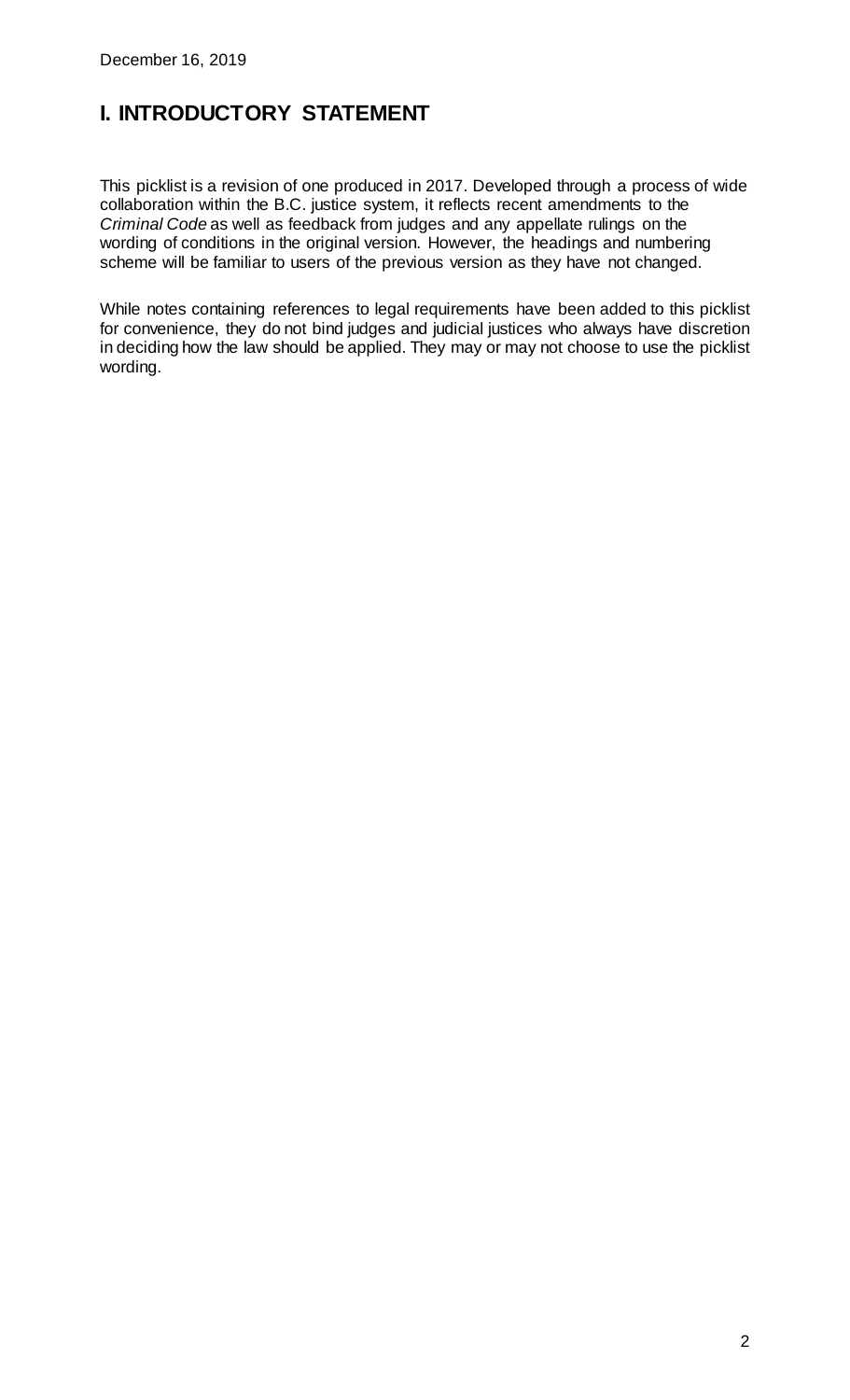December 16, 2019

# I. INTRODUCTORY STATEMENT

This picklist is a revision of one produced in 2017. Developed through a process of wide collaboration within the B.C. justice system, it reflects recent amendments to the *Criminal Code* as well as feedback from judges and any appellate rulings on the wording of conditions in the original version. However, the headings and numbering scheme will be familiar to users of the previous version as they have not changed.

While notes containing references to legal requirements have been added to this picklist for convenience, they do not bind judges and judicial justices who always have discretion in deciding how the law should be applied. They may or may not choose to use the picklist wording.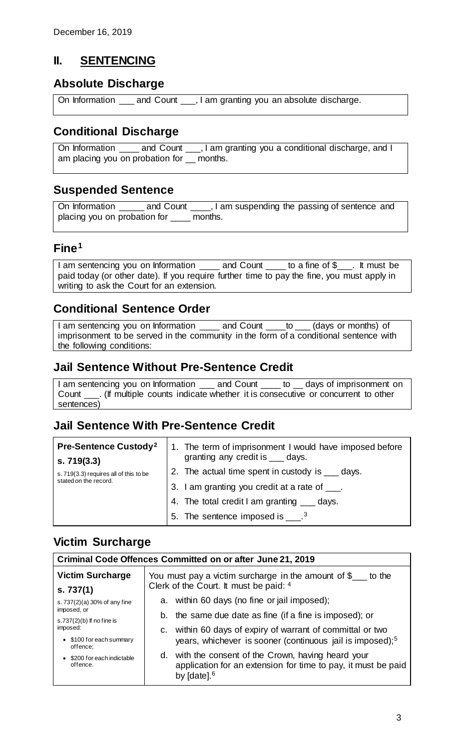December 16, 2019

## II. SENTENCING

### Absolute Discharge

On Information ___ and Count ___, I am granting you an absolute discharge.

### Conditional Discharge

On Information ____ and Count ___, I am granting you a conditional discharge, and I am placing you on probation for __ months.

### Suspended Sentence

On Information _____ and Count ____, I am suspending the passing of sentence and placing you on probation for ____ months.

### Fine[1]

I am sentencing you on Information ____ and Count ____ to a fine of $___. It must be paid today (or other date). If you require further time to pay the fine, you must apply in writing to ask the Court for an extension.

### Conditional Sentence Order

I am sentencing you on Information ____ and Count ____to ___ (days or months) of imprisonment to be served in the community in the form of a conditional sentence with the following conditions:

### Jail Sentence Without Pre-Sentence Credit

I am sentencing you on Information ___ and Count ____ to __ days of imprisonment on Count ___. (If multiple counts indicate whether it is consecutive or concurrent to other sentences)

### Jail Sentence With Pre-Sentence Credit

| **Pre-Sentence Custody[2]** **s. 719(3.3)** s. 719(3.3) requires all of this to be stated on the record. | 1. The term of imprisonment I would have imposed before granting any credit is ___ days.<br>2. The actual time spent in custody is ___ days.<br>3. I am granting you credit at a rate of ___.<br>4. The total credit I am granting ___ days.<br>5. The sentence imposed is ___.[3] |
|---|---|

### Victim Surcharge

| **Criminal Code Offences Committed on or after June 21, 2019** | |
|---|---|
| **Victim Surcharge** **s. 737(1)** s. 737(2)(a) 30% of any fine imposed, or s.737(2)(b) If no fine is imposed: • $100 for each summary offence; • $200 for each indictable offence. | You must pay a victim surcharge in the amount of $___ to the Clerk of the Court. It must be paid: [4]<br>a. within 60 days (no fine or jail imposed);<br>b. the same due date as fine (if a fine is imposed); or<br>c. within 60 days of expiry of warrant of committal or two years, whichever is sooner (continuous jail is imposed);[5]<br>d. with the consent of the Crown, having heard your application for an extension for time to pay, it must be paid by [date].[6] |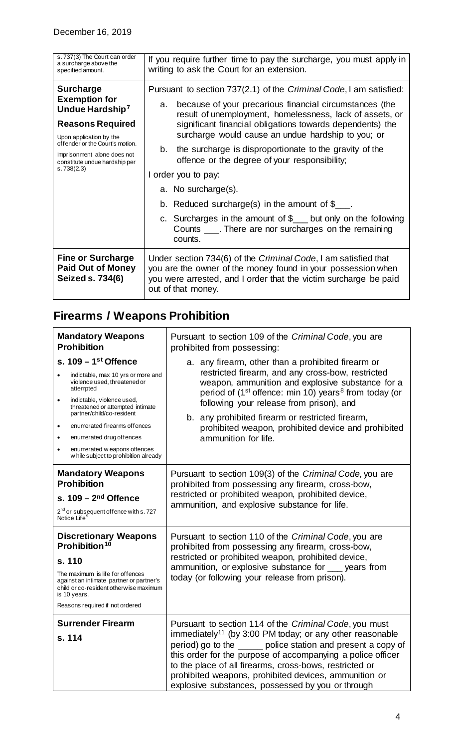December 16, 2019

| s. 737(3) The Court can order a surcharge above the specified amount. | If you require further time to pay the surcharge, you must apply in writing to ask the Court for an extension. |
|---|---|
| **Surcharge Exemption for Undue Hardship**[7]<br><br>**Reasons Required**<br><br>Upon application by the offender or the Court's motion.<br><br>Imprisonment alone does not constitute undue hardship per s. 738(2.3) | Pursuant to section 737(2.1) of the *Criminal Code*, I am satisfied:<br><br>a. because of your precarious financial circumstances (the result of unemployment, homelessness, lack of assets, or significant financial obligations towards dependents) the surcharge would cause an undue hardship to you; or<br><br>b. the surcharge is disproportionate to the gravity of the offence or the degree of your responsibility;<br><br>I order you to pay:<br><br>a. No surcharge(s).<br><br>b. Reduced surcharge(s) in the amount of $___.<br><br>c. Surcharges in the amount of $___ but only on the following Counts ___. There are nor surcharges on the remaining counts. |
| **Fine or Surcharge Paid Out of Money Seized s. 734(6)** | Under section 734(6) of the *Criminal Code*, I am satisfied that you are the owner of the money found in your possession when you were arrested, and I order that the victim surcharge be paid out of that money. |

## Firearms / Weapons Prohibition

| **Mandatory Weapons Prohibition**<br><br>**s. 109 – 1st Offence**<br><br>• indictable, max 10 yrs or more and violence used, threatened or attempted<br>• indictable, violence used, threatened or attempted intimate partner/child/co-resident<br>• enumerated firearms offences<br>• enumerated drug offences<br>• enumerated weapons offences while subject to prohibition already | Pursuant to section 109 of the *Criminal Code*, you are prohibited from possessing:<br><br>a. any firearm, other than a prohibited firearm or restricted firearm, and any cross-bow, restricted weapon, ammunition and explosive substance for a period of (1st offence: min 10) years[8] from today (or following your release from prison), and<br><br>b. any prohibited firearm or restricted firearm, prohibited weapon, prohibited device and prohibited ammunition for life. |
|---|---|
| **Mandatory Weapons Prohibition**<br><br>**s. 109 – 2nd Offence**<br><br>2nd or subsequent offence with s. 727 Notice Life[9] | Pursuant to section 109(3) of the *Criminal Code,* you are prohibited from possessing any firearm, cross-bow, restricted or prohibited weapon, prohibited device, ammunition, and explosive substance for life. |
| **Discretionary Weapons Prohibition**[10]<br><br>**s. 110**<br><br>The maximum is life for offences against an intimate partner or partner's child or co-resident otherwise maximum is 10 years.<br><br>Reasons required if not ordered | Pursuant to section 110 of the *Criminal Code*, you are prohibited from possessing any firearm, cross-bow, restricted or prohibited weapon, prohibited device, ammunition, or explosive substance for ___ years from today (or following your release from prison). |
| **Surrender Firearm**<br><br>**s. 114** | Pursuant to section 114 of the *Criminal Code*, you must immediately[11] (by 3:00 PM today; or any other reasonable period) go to the _____ police station and present a copy of this order for the purpose of accompanying a police officer to the place of all firearms, cross-bows, restricted or prohibited weapons, prohibited devices, ammunition or explosive substances, possessed by you or through |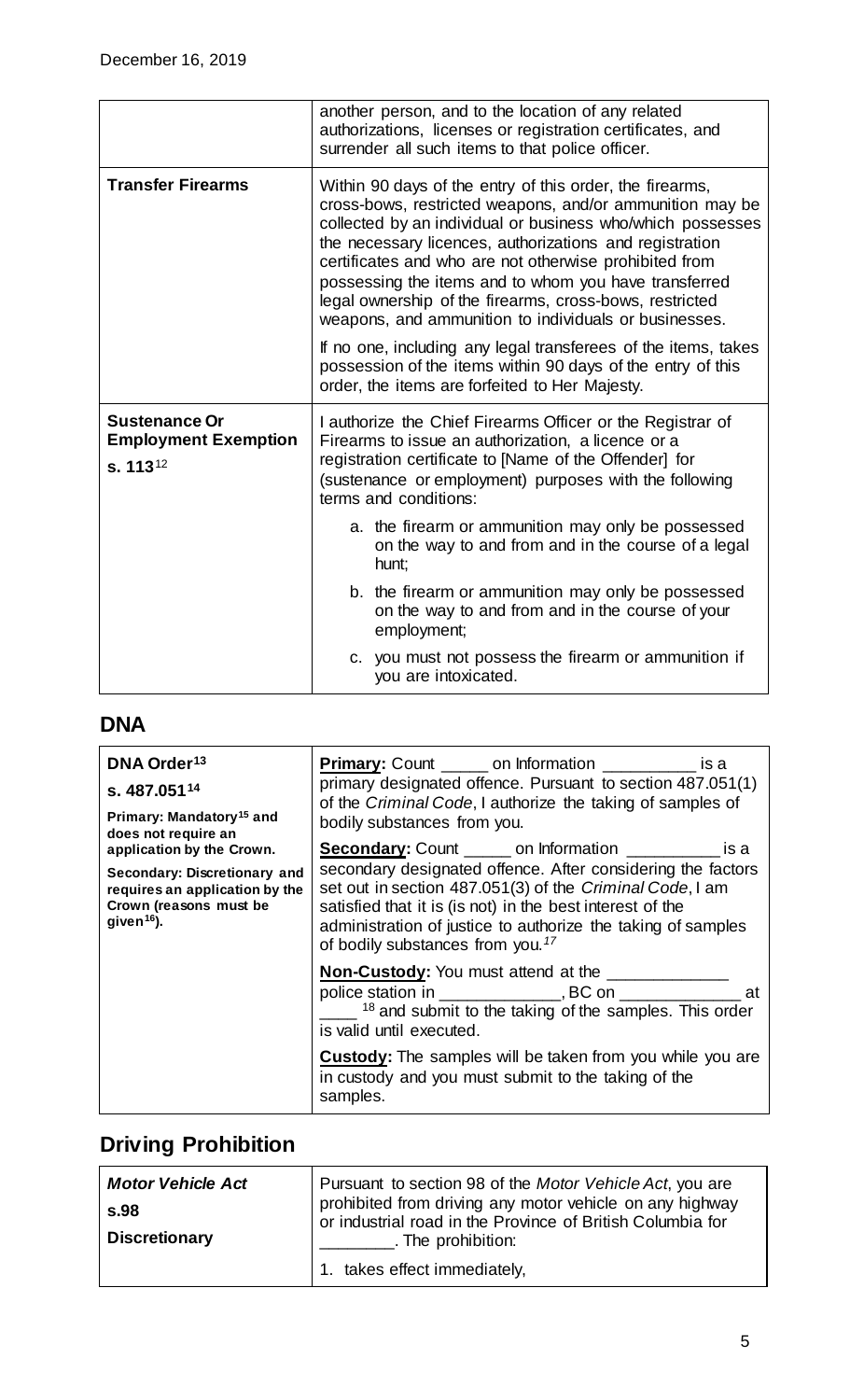| | |
|---|---|
| | another person, and to the location of any related authorizations, licenses or registration certificates, and surrender all such items to that police officer. |
| **Transfer Firearms** | Within 90 days of the entry of this order, the firearms, cross-bows, restricted weapons, and/or ammunition may be collected by an individual or business who/which possesses the necessary licences, authorizations and registration certificates and who are not otherwise prohibited from possessing the items and to whom you have transferred legal ownership of the firearms, cross-bows, restricted weapons, and ammunition to individuals or businesses.<br><br>If no one, including any legal transferees of the items, takes possession of the items within 90 days of the entry of this order, the items are forfeited to Her Majesty. |
| **Sustenance Or Employment Exemption**<br>**s. 113**[12] | I authorize the Chief Firearms Officer or the Registrar of Firearms to issue an authorization, a licence or a registration certificate to [Name of the Offender] for (sustenance or employment) purposes with the following terms and conditions:<br><br>a. the firearm or ammunition may only be possessed on the way to and from and in the course of a legal hunt;<br><br>b. the firearm or ammunition may only be possessed on the way to and from and in the course of your employment;<br><br>c. you must not possess the firearm or ammunition if you are intoxicated. |

## DNA

| | |
|---|---|
| **DNA Order**[13]<br>**s. 487.051**[14]<br>**Primary: Mandatory**[15] **and does not require an application by the Crown.**<br>**Secondary: Discretionary and requires an application by the Crown (reasons must be given**[16]**).** | **Primary:** Count _____ on Information __________ is a primary designated offence. Pursuant to section 487.051(1) of the *Criminal Code*, I authorize the taking of samples of bodily substances from you.<br><br>**Secondary:** Count _____ on Information __________ is a secondary designated offence. After considering the factors set out in section 487.051(3) of the *Criminal Code*, I am satisfied that it is (is not) in the best interest of the administration of justice to authorize the taking of samples of bodily substances from you.[17]<br><br>**Non-Custody:** You must attend at the _____________ police station in _____________, BC on _____________ at ____[18] and submit to the taking of the samples. This order is valid until executed.<br><br>**Custody:** The samples will be taken from you while you are in custody and you must submit to the taking of the samples. |

## Driving Prohibition

| | |
|---|---|
| ***Motor Vehicle Act***<br>**s.98**<br>**Discretionary** | Pursuant to section 98 of the *Motor Vehicle Act*, you are prohibited from driving any motor vehicle on any highway or industrial road in the Province of British Columbia for ________. The prohibition:<br><br>1. takes effect immediately, |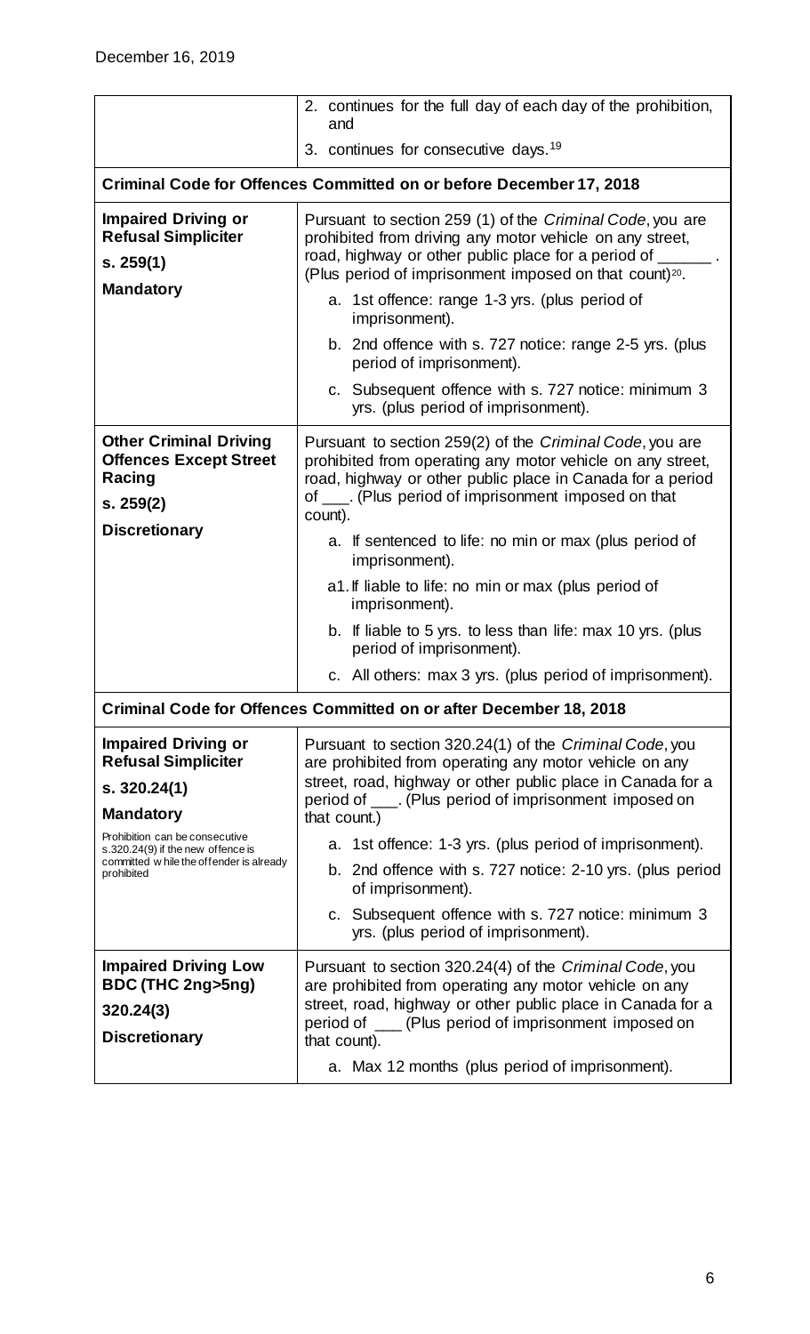December 16, 2019

| | |
|---|---|
| | 2. continues for the full day of each day of the prohibition, and<br>3. continues for consecutive days.[19] |
| **Criminal Code for Offences Committed on or before December 17, 2018** | |
| **Impaired Driving or Refusal Simpliciter**<br>**s. 259(1)**<br>**Mandatory** | Pursuant to section 259 (1) of the *Criminal Code*, you are prohibited from driving any motor vehicle on any street, road, highway or other public place for a period of ______. (Plus period of imprisonment imposed on that count)[20].<br>a. 1st offence: range 1-3 yrs. (plus period of imprisonment).<br>b. 2nd offence with s. 727 notice: range 2-5 yrs. (plus period of imprisonment).<br>c. Subsequent offence with s. 727 notice: minimum 3 yrs. (plus period of imprisonment). |
| **Other Criminal Driving Offences Except Street Racing**<br>**s. 259(2)**<br>**Discretionary** | Pursuant to section 259(2) of the *Criminal Code*, you are prohibited from operating any motor vehicle on any street, road, highway or other public place in Canada for a period of ___. (Plus period of imprisonment imposed on that count).<br>a. If sentenced to life: no min or max (plus period of imprisonment).<br>a1. If liable to life: no min or max (plus period of imprisonment).<br>b. If liable to 5 yrs. to less than life: max 10 yrs. (plus period of imprisonment).<br>c. All others: max 3 yrs. (plus period of imprisonment). |
| **Criminal Code for Offences Committed on or after December 18, 2018** | |
| **Impaired Driving or Refusal Simpliciter**<br>**s. 320.24(1)**<br>**Mandatory**<br>Prohibition can be consecutive s.320.24(9) if the new offence is committed while the offender is already prohibited | Pursuant to section 320.24(1) of the *Criminal Code*, you are prohibited from operating any motor vehicle on any street, road, highway or other public place in Canada for a period of ___. (Plus period of imprisonment imposed on that count.)<br>a. 1st offence: 1-3 yrs. (plus period of imprisonment).<br>b. 2nd offence with s. 727 notice: 2-10 yrs. (plus period of imprisonment).<br>c. Subsequent offence with s. 727 notice: minimum 3 yrs. (plus period of imprisonment). |
| **Impaired Driving Low BDC (THC 2ng>5ng)**<br>**320.24(3)**<br>**Discretionary** | Pursuant to section 320.24(4) of the *Criminal Code*, you are prohibited from operating any motor vehicle on any street, road, highway or other public place in Canada for a period of ___ (Plus period of imprisonment imposed on that count).<br>a. Max 12 months (plus period of imprisonment). |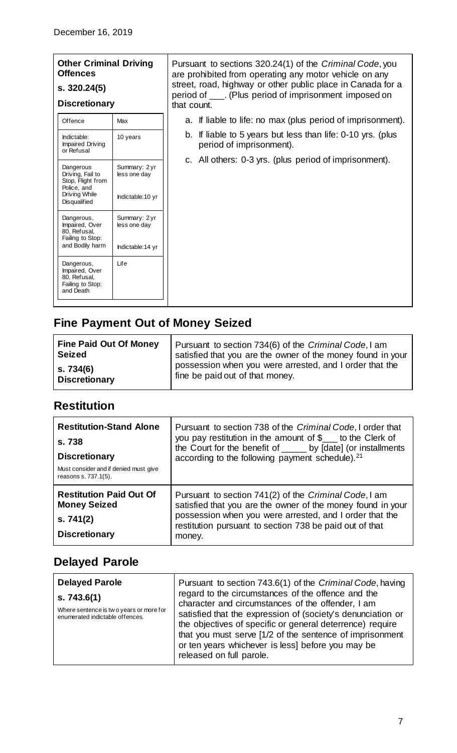December 16, 2019

| **Other Criminal Driving Offences**<br>**s. 320.24(5)**<br>**Discretionary** | Pursuant to sections 320.24(1) of the *Criminal Code*, you are prohibited from operating any motor vehicle on any street, road, highway or other public place in Canada for a period of ___. (Plus period of imprisonment imposed on that count.<br><br>a. If liable to life: no max (plus period of imprisonment).<br>b. If liable to 5 years but less than life: 0-10 yrs. (plus period of imprisonment).<br>c. All others: 0-3 yrs. (plus period of imprisonment). |
|---|---|

| Offence | Max |
|---|---|
| Indictable: Impaired Driving or Refusal | 10 years |
| Dangerous Driving, Fail to Stop, Flight from Police, and Driving While Disqualified | Summary: 2 yr less one day<br>Indictable: 10 yr |
| Dangerous, Impaired, Over 80, Refusal, Failing to Stop: and Bodily harm | Summary: 2 yr less one day<br>Indictable: 14 yr |
| Dangerous, Impaired, Over 80, Refusal, Failing to Stop: and Death | Life |

## Fine Payment Out of Money Seized

| **Fine Paid Out Of Money Seized**<br>**s. 734(6)**<br>**Discretionary** | Pursuant to section 734(6) of the *Criminal Code*, I am satisfied that you are the owner of the money found in your possession when you were arrested, and I order that the fine be paid out of that money. |
|---|---|

## Restitution

| **Restitution-Stand Alone**<br>**s. 738**<br>**Discretionary**<br>Must consider and if denied must give reasons s. 737.1(5). | Pursuant to section 738 of the *Criminal Code*, I order that you pay restitution in the amount of $___ to the Clerk of the Court for the benefit of _____ by [date] (or installments according to the following payment schedule).[21] |
|---|---|
| **Restitution Paid Out Of Money Seized**<br>**s. 741(2)**<br>**Discretionary** | Pursuant to section 741(2) of the *Criminal Code*, I am satisfied that you are the owner of the money found in your possession when you were arrested, and I order that the restitution pursuant to section 738 be paid out of that money. |

## Delayed Parole

| **Delayed Parole**<br>**s. 743.6(1)**<br>Where sentence is two years or more for enumerated indictable offences. | Pursuant to section 743.6(1) of the *Criminal Code*, having regard to the circumstances of the offence and the character and circumstances of the offender, I am satisfied that the expression of (society's denunciation or the objectives of specific or general deterrence) require that you must serve [1/2 of the sentence of imprisonment or ten years whichever is less] before you may be released on full parole. |
|---|---|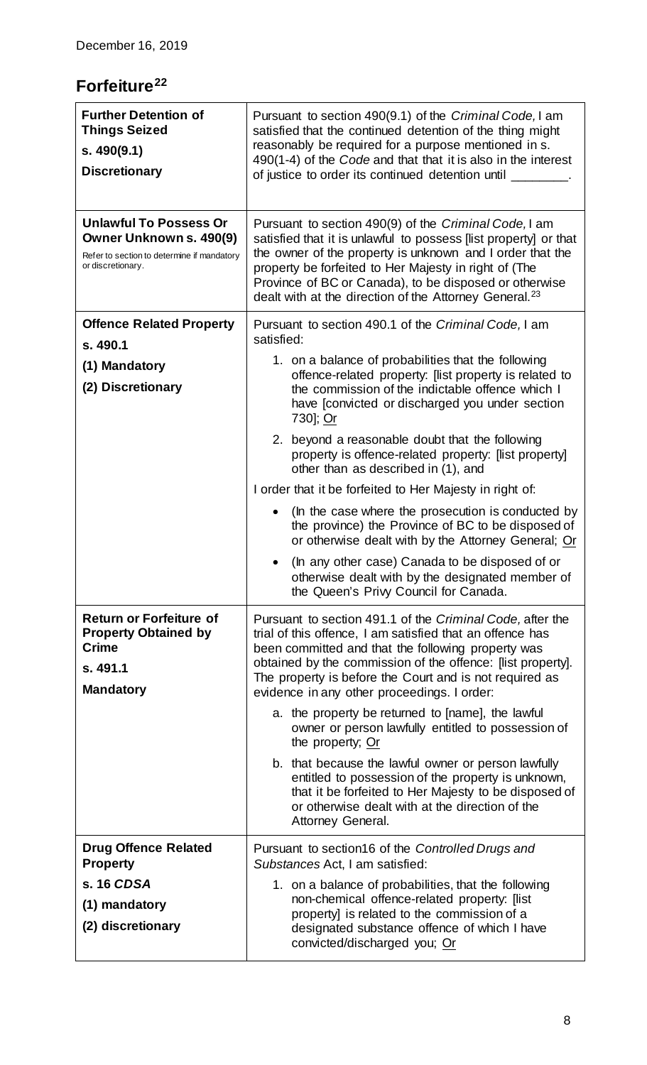December 16, 2019

## Forfeiture[22]

| | |
|---|---|
| **Further Detention of Things Seized**<br>**s. 490(9.1)**<br>**Discretionary** | Pursuant to section 490(9.1) of the *Criminal Code,* I am satisfied that the continued detention of the thing might reasonably be required for a purpose mentioned in s. 490(1-4) of the *Code* and that that it is also in the interest of justice to order its continued detention until ________. |
| **Unlawful To Possess Or Owner Unknown s. 490(9)**<br>Refer to section to determine if mandatory or discretionary. | Pursuant to section 490(9) of the *Criminal Code,* I am satisfied that it is unlawful to possess [list property] or that the owner of the property is unknown and I order that the property be forfeited to Her Majesty in right of (The Province of BC or Canada), to be disposed or otherwise dealt with at the direction of the Attorney General.[23] |
| **Offence Related Property**<br>**s. 490.1**<br>**(1) Mandatory**<br>**(2) Discretionary** | Pursuant to section 490.1 of the *Criminal Code,* I am satisfied:<br>1. on a balance of probabilities that the following offence-related property: [list property is related to the commission of the indictable offence which I have [convicted or discharged you under section 730]; <u>Or</u><br>2. beyond a reasonable doubt that the following property is offence-related property: [list property] other than as described in (1), and<br>I order that it be forfeited to Her Majesty in right of:<br>• (In the case where the prosecution is conducted by the province) the Province of BC to be disposed of or otherwise dealt with by the Attorney General; <u>Or</u><br>• (In any other case) Canada to be disposed of or otherwise dealt with by the designated member of the Queen's Privy Council for Canada. |
| **Return or Forfeiture of Property Obtained by Crime**<br>**s. 491.1**<br>**Mandatory** | Pursuant to section 491.1 of the *Criminal Code,* after the trial of this offence, I am satisfied that an offence has been committed and that the following property was obtained by the commission of the offence: [list property]. The property is before the Court and is not required as evidence in any other proceedings. I order:<br>a. the property be returned to [name], the lawful owner or person lawfully entitled to possession of the property; <u>Or</u><br>b. that because the lawful owner or person lawfully entitled to possession of the property is unknown, that it be forfeited to Her Majesty to be disposed of or otherwise dealt with at the direction of the Attorney General. |
| **Drug Offence Related Property**<br>**s. 16 *CDSA***<br>**(1) mandatory**<br>**(2) discretionary** | Pursuant to section16 of the *Controlled Drugs and Substances* Act, I am satisfied:<br>1. on a balance of probabilities, that the following non-chemical offence-related property: [list property] is related to the commission of a designated substance offence of which I have convicted/discharged you; <u>Or</u> |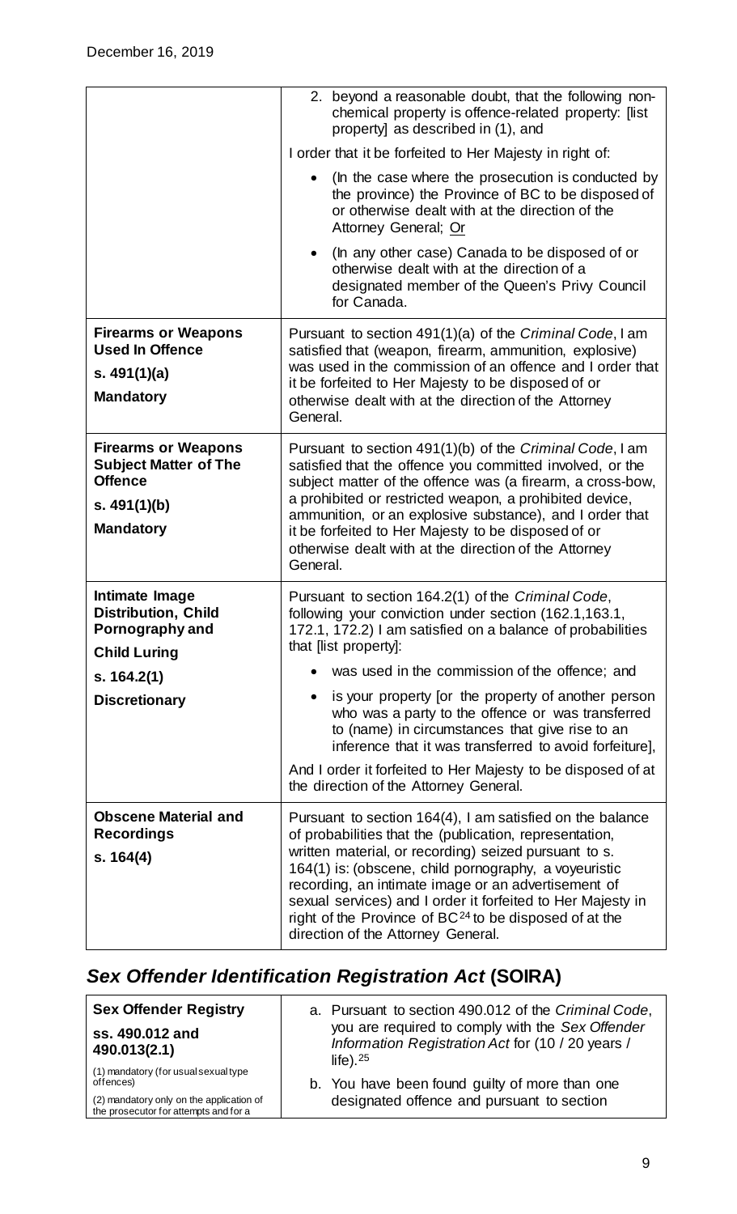|  |  |
|---|---|
|  | 2. beyond a reasonable doubt, that the following non-chemical property is offence-related property: [list property] as described in (1), and<br><br>I order that it be forfeited to Her Majesty in right of:<br><br>• (In the case where the prosecution is conducted by the province) the Province of BC to be disposed of or otherwise dealt with at the direction of the Attorney General; <u>Or</u><br><br>• (In any other case) Canada to be disposed of or otherwise dealt with at the direction of a designated member of the Queen's Privy Council for Canada. |
| **Firearms or Weapons Used In Offence**<br><br>**s. 491(1)(a)**<br><br>**Mandatory** | Pursuant to section 491(1)(a) of the *Criminal Code*, I am satisfied that (weapon, firearm, ammunition, explosive) was used in the commission of an offence and I order that it be forfeited to Her Majesty to be disposed of or otherwise dealt with at the direction of the Attorney General. |
| **Firearms or Weapons Subject Matter of The Offence**<br><br>**s. 491(1)(b)**<br><br>**Mandatory** | Pursuant to section 491(1)(b) of the *Criminal Code*, I am satisfied that the offence you committed involved, or the subject matter of the offence was (a firearm, a cross-bow, a prohibited or restricted weapon, a prohibited device, ammunition, or an explosive substance), and I order that it be forfeited to Her Majesty to be disposed of or otherwise dealt with at the direction of the Attorney General. |
| **Intimate Image Distribution, Child Pornography and Child Luring**<br><br>**s. 164.2(1)**<br><br>**Discretionary** | Pursuant to section 164.2(1) of the *Criminal Code*, following your conviction under section (162.1,163.1, 172.1, 172.2) I am satisfied on a balance of probabilities that [list property]:<br><br>• was used in the commission of the offence; and<br><br>• is your property [or the property of another person who was a party to the offence or was transferred to (name) in circumstances that give rise to an inference that it was transferred to avoid forfeiture],<br><br>And I order it forfeited to Her Majesty to be disposed of at the direction of the Attorney General. |
| **Obscene Material and Recordings**<br><br>**s. 164(4)** | Pursuant to section 164(4), I am satisfied on the balance of probabilities that the (publication, representation, written material, or recording) seized pursuant to s. 164(1) is: (obscene, child pornography, a voyeuristic recording, an intimate image or an advertisement of sexual services) and I order it forfeited to Her Majesty in right of the Province of BC[24] to be disposed of at the direction of the Attorney General. |

## *Sex Offender Identification Registration Act* (SOIRA)

|  |  |
|---|---|
| **Sex Offender Registry**<br><br>**ss. 490.012 and 490.013(2.1)**<br><br>(1) mandatory (for usual sexual type offences)<br><br>(2) mandatory only on the application of the prosecutor for attempts and for a | a. Pursuant to section 490.012 of the *Criminal Code*, you are required to comply with the *Sex Offender Information Registration Act* for (10 / 20 years / life).[25]<br><br>b. You have been found guilty of more than one designated offence and pursuant to section |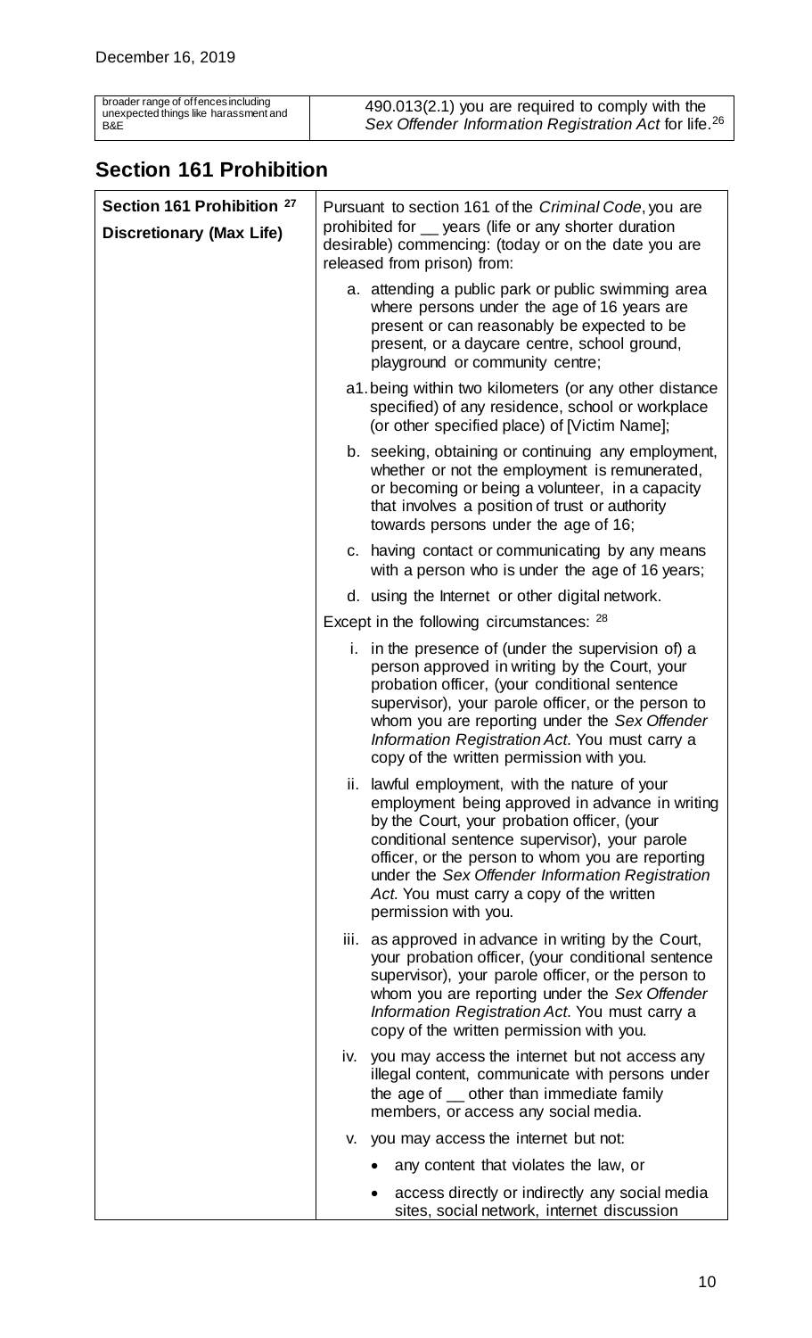December 16, 2019

| broader range of offences including unexpected things like harassment and B&E | 490.013(2.1) you are required to comply with the *Sex Offender Information Registration Act* for life.[26] |
|---|---|

## Section 161 Prohibition

| Section 161 Prohibition [27] Discretionary (Max Life) | Pursuant to section 161 of the *Criminal Code*, you are prohibited for __ years (life or any shorter duration desirable) commencing: (today or on the date you are released from prison) from: |
|---|---|
| | a. attending a public park or public swimming area where persons under the age of 16 years are present or can reasonably be expected to be present, or a daycare centre, school ground, playground or community centre; |
| | a1. being within two kilometers (or any other distance specified) of any residence, school or workplace (or other specified place) of [Victim Name]; |
| | b. seeking, obtaining or continuing any employment, whether or not the employment is remunerated, or becoming or being a volunteer, in a capacity that involves a position of trust or authority towards persons under the age of 16; |
| | c. having contact or communicating by any means with a person who is under the age of 16 years; |
| | d. using the Internet or other digital network. |
| | Except in the following circumstances: [28] |
| | i. in the presence of (under the supervision of) a person approved in writing by the Court, your probation officer, (your conditional sentence supervisor), your parole officer, or the person to whom you are reporting under the *Sex Offender Information Registration Act*. You must carry a copy of the written permission with you. |
| | ii. lawful employment, with the nature of your employment being approved in advance in writing by the Court, your probation officer, (your conditional sentence supervisor), your parole officer, or the person to whom you are reporting under the *Sex Offender Information Registration Act*. You must carry a copy of the written permission with you. |
| | iii. as approved in advance in writing by the Court, your probation officer, (your conditional sentence supervisor), your parole officer, or the person to whom you are reporting under the *Sex Offender Information Registration Act*. You must carry a copy of the written permission with you. |
| | iv. you may access the internet but not access any illegal content, communicate with persons under the age of __ other than immediate family members, or access any social media. |
| | v. you may access the internet but not: |
| | • any content that violates the law, or |
| | • access directly or indirectly any social media sites, social network, internet discussion |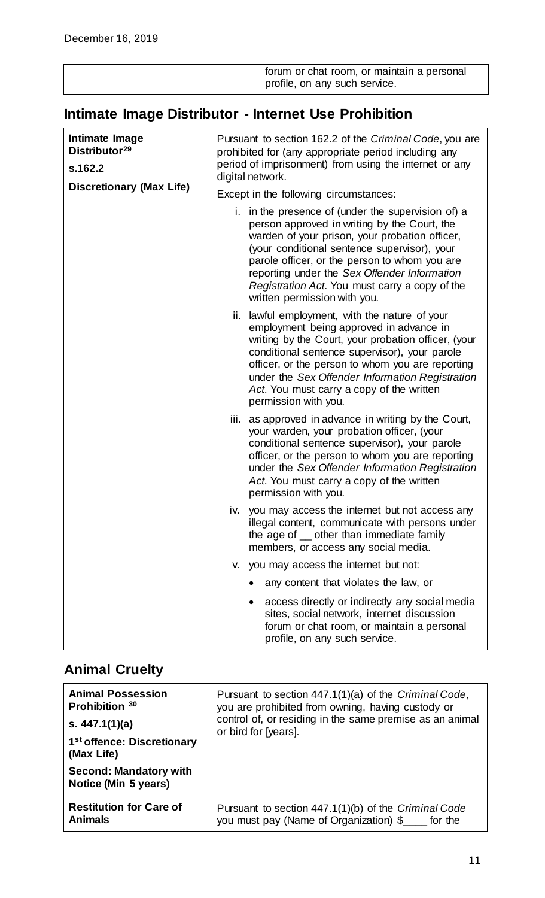| | forum or chat room, or maintain a personal profile, on any such service. |
|---|---|

## Intimate Image Distributor - Internet Use Prohibition

| **Intimate Image Distributor**[29] **s.162.2** **Discretionary (Max Life)** | Pursuant to section 162.2 of the *Criminal Code*, you are prohibited for (any appropriate period including any period of imprisonment) from using the internet or any digital network. |
|---|---|
| | Except in the following circumstances: |
| | i. in the presence of (under the supervision of) a person approved in writing by the Court, the warden of your prison, your probation officer, (your conditional sentence supervisor), your parole officer, or the person to whom you are reporting under the *Sex Offender Information Registration Act*. You must carry a copy of the written permission with you. |
| | ii. lawful employment, with the nature of your employment being approved in advance in writing by the Court, your probation officer, (your conditional sentence supervisor), your parole officer, or the person to whom you are reporting under the *Sex Offender Information Registration Act*. You must carry a copy of the written permission with you. |
| | iii. as approved in advance in writing by the Court, your warden, your probation officer, (your conditional sentence supervisor), your parole officer, or the person to whom you are reporting under the *Sex Offender Information Registration Act*. You must carry a copy of the written permission with you. |
| | iv. you may access the internet but not access any illegal content, communicate with persons under the age of __ other than immediate family members, or access any social media. |
| | v. you may access the internet but not: |
| | • any content that violates the law, or |
| | • access directly or indirectly any social media sites, social network, internet discussion forum or chat room, or maintain a personal profile, on any such service. |

## Animal Cruelty

| **Animal Possession Prohibition** [30] **s. 447.1(1)(a)** **1st offence: Discretionary (Max Life)** **Second: Mandatory with Notice (Min 5 years)** | Pursuant to section 447.1(1)(a) of the *Criminal Code*, you are prohibited from owning, having custody or control of, or residing in the same premise as an animal or bird for [years]. |
|---|---|
| **Restitution for Care of Animals** | Pursuant to section 447.1(1)(b) of the *Criminal Code* you must pay (Name of Organization) $____ for the |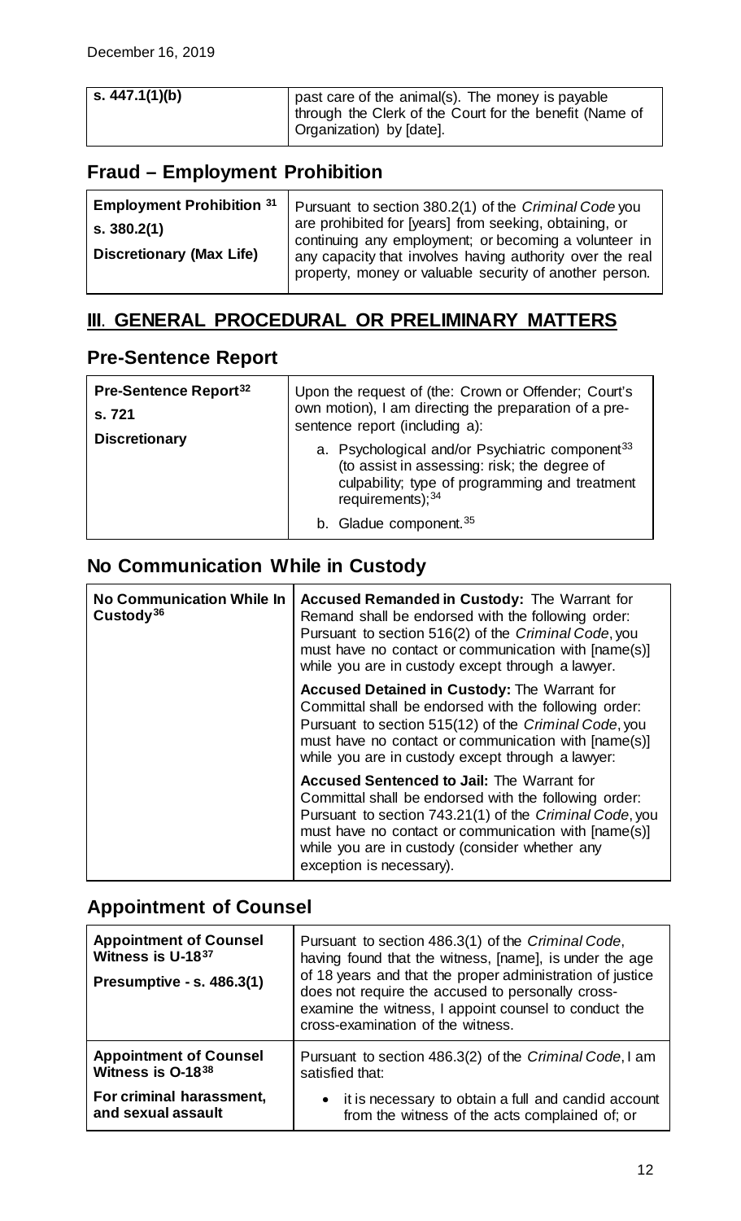| s. 447.1(1)(b) | past care of the animal(s). The money is payable through the Clerk of the Court for the benefit (Name of Organization) by [date]. |
|---|---|

## Fraud – Employment Prohibition

| **Employment Prohibition** [31]<br>**s. 380.2(1)**<br>**Discretionary (Max Life)** | Pursuant to section 380.2(1) of the *Criminal Code* you are prohibited for [years] from seeking, obtaining, or continuing any employment; or becoming a volunteer in any capacity that involves having authority over the real property, money or valuable security of another person. |
|---|---|

# III. GENERAL PROCEDURAL OR PRELIMINARY MATTERS

## Pre-Sentence Report

| **Pre-Sentence Report**[32]<br>**s. 721**<br>**Discretionary** | Upon the request of (the: Crown or Offender; Court's own motion), I am directing the preparation of a pre-sentence report (including a):<br>a. Psychological and/or Psychiatric component[33] (to assist in assessing: risk; the degree of culpability; type of programming and treatment requirements);[34]<br>b. Gladue component.[35] |
|---|---|

## No Communication While in Custody

| **No Communication While In Custody**[36] | **Accused Remanded in Custody:** The Warrant for Remand shall be endorsed with the following order: Pursuant to section 516(2) of the *Criminal Code*, you must have no contact or communication with [name(s)] while you are in custody except through a lawyer. |
|---|---|
| | **Accused Detained in Custody:** The Warrant for Committal shall be endorsed with the following order: Pursuant to section 515(12) of the *Criminal Code*, you must have no contact or communication with [name(s)] while you are in custody except through a lawyer: |
| | **Accused Sentenced to Jail:** The Warrant for Committal shall be endorsed with the following order: Pursuant to section 743.21(1) of the *Criminal Code*, you must have no contact or communication with [name(s)] while you are in custody (consider whether any exception is necessary). |

## Appointment of Counsel

| **Appointment of Counsel Witness is U-18**[37]<br>**Presumptive - s. 486.3(1)** | Pursuant to section 486.3(1) of the *Criminal Code*, having found that the witness, [name], is under the age of 18 years and that the proper administration of justice does not require the accused to personally cross-examine the witness, I appoint counsel to conduct the cross-examination of the witness. |
|---|---|
| **Appointment of Counsel Witness is O-18**[38]<br>**For criminal harassment, and sexual assault** | Pursuant to section 486.3(2) of the *Criminal Code*, I am satisfied that:<br>• it is necessary to obtain a full and candid account from the witness of the acts complained of; or |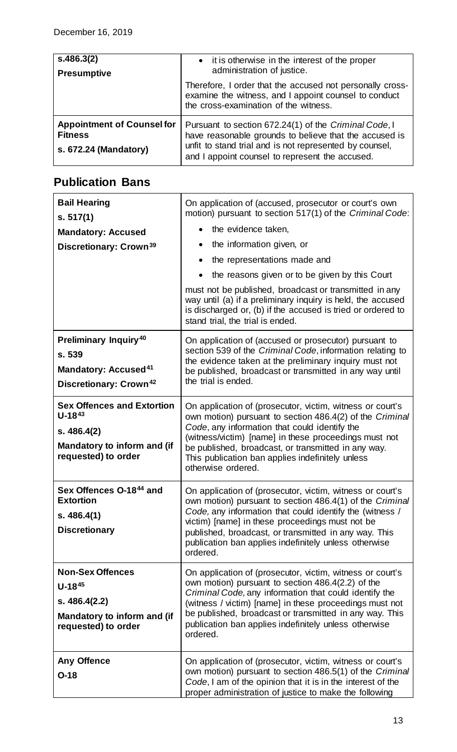| | |
|---|---|
| **s.486.3(2)** <br> **Presumptive** | • it is otherwise in the interest of the proper administration of justice. <br> Therefore, I order that the accused not personally cross-examine the witness, and I appoint counsel to conduct the cross-examination of the witness. |
| **Appointment of Counsel for Fitness** <br> **s. 672.24 (Mandatory)** | Pursuant to section 672.24(1) of the *Criminal Code*, I have reasonable grounds to believe that the accused is unfit to stand trial and is not represented by counsel, and I appoint counsel to represent the accused. |

## Publication Bans

| | |
|---|---|
| **Bail Hearing** <br> **s. 517(1)** <br> **Mandatory: Accused** <br> **Discretionary: Crown**[39] | On application of (accused, prosecutor or court's own motion) pursuant to section 517(1) of the *Criminal Code*: <br> • the evidence taken, <br> • the information given, or <br> • the representations made and <br> • the reasons given or to be given by this Court <br> must not be published, broadcast or transmitted in any way until (a) if a preliminary inquiry is held, the accused is discharged or, (b) if the accused is tried or ordered to stand trial, the trial is ended. |
| **Preliminary Inquiry**[40] <br> **s. 539** <br> **Mandatory: Accused**[41] <br> **Discretionary: Crown**[42] | On application of (accused or prosecutor) pursuant to section 539 of the *Criminal Code*, information relating to the evidence taken at the preliminary inquiry must not be published, broadcast or transmitted in any way until the trial is ended. |
| **Sex Offences and Extortion U-18**[43] <br> **s. 486.4(2)** <br> **Mandatory to inform and (if requested) to order** | On application of (prosecutor, victim, witness or court's own motion) pursuant to section 486.4(2) of the *Criminal Code*, any information that could identify the (witness/victim) [name] in these proceedings must not be published, broadcast, or transmitted in any way. This publication ban applies indefinitely unless otherwise ordered. |
| **Sex Offences O-18**[44] **and Extortion** <br> **s. 486.4(1)** <br> **Discretionary** | On application of (prosecutor, victim, witness or court's own motion) pursuant to section 486.4(1) of the *Criminal Code,* any information that could identify the (witness / victim) [name] in these proceedings must not be published, broadcast, or transmitted in any way. This publication ban applies indefinitely unless otherwise ordered. |
| **Non-Sex Offences** <br> **U-18**[45] <br> **s. 486.4(2.2)** <br> **Mandatory to inform and (if requested) to order** | On application of (prosecutor, victim, witness or court's own motion) pursuant to section 486.4(2.2) of the *Criminal Code,* any information that could identify the (witness / victim) [name] in these proceedings must not be published, broadcast or transmitted in any way. This publication ban applies indefinitely unless otherwise ordered. |
| **Any Offence** <br> **O-18** | On application of (prosecutor, victim, witness or court's own motion) pursuant to section 486.5(1) of the *Criminal Code*, I am of the opinion that it is in the interest of the proper administration of justice to make the following |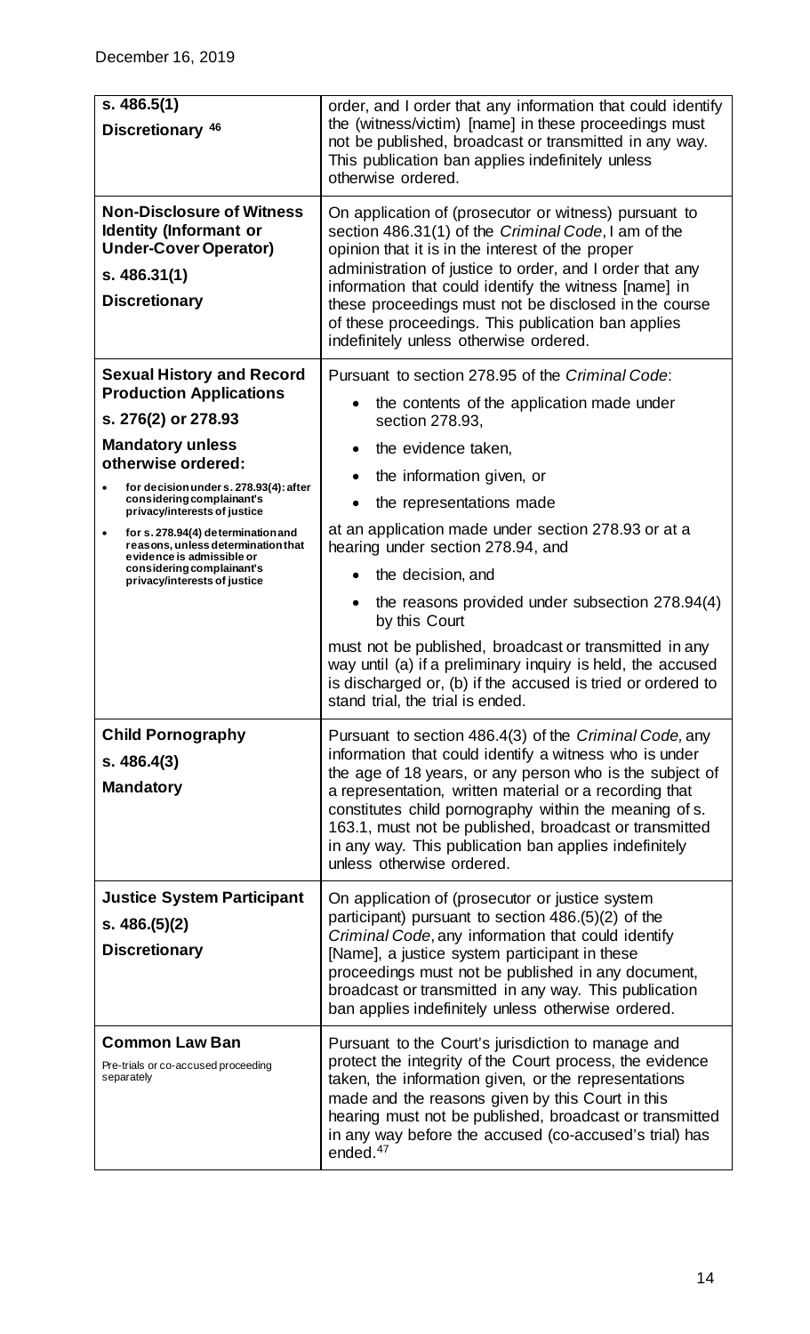December 16, 2019

| | |
|---|---|
| **s. 486.5(1)**<br>**Discretionary** [46] | order, and I order that any information that could identify the (witness/victim) [name] in these proceedings must not be published, broadcast or transmitted in any way. This publication ban applies indefinitely unless otherwise ordered. |
| **Non-Disclosure of Witness Identity (Informant or Under-Cover Operator)**<br>**s. 486.31(1)**<br>**Discretionary** | On application of (prosecutor or witness) pursuant to section 486.31(1) of the *Criminal Code*, I am of the opinion that it is in the interest of the proper administration of justice to order, and I order that any information that could identify the witness [name] in these proceedings must not be disclosed in the course of these proceedings. This publication ban applies indefinitely unless otherwise ordered. |
| **Sexual History and Record Production Applications**<br>**s. 276(2) or 278.93**<br>**Mandatory unless otherwise ordered:**<br>• **for decision under s. 278.93(4): after considering complainant's privacy/interests of justice**<br>• **for s. 278.94(4) determination and reasons, unless determination that evidence is admissible or considering complainant's privacy/interests of justice** | Pursuant to section 278.95 of the *Criminal Code*:<br>• the contents of the application made under section 278.93,<br>• the evidence taken,<br>• the information given, or<br>• the representations made<br>at an application made under section 278.93 or at a hearing under section 278.94, and<br>• the decision, and<br>• the reasons provided under subsection 278.94(4) by this Court<br>must not be published, broadcast or transmitted in any way until (a) if a preliminary inquiry is held, the accused is discharged or, (b) if the accused is tried or ordered to stand trial, the trial is ended. |
| **Child Pornography**<br>**s. 486.4(3)**<br>**Mandatory** | Pursuant to section 486.4(3) of the *Criminal Code,* any information that could identify a witness who is under the age of 18 years, or any person who is the subject of a representation, written material or a recording that constitutes child pornography within the meaning of s. 163.1, must not be published, broadcast or transmitted in any way. This publication ban applies indefinitely unless otherwise ordered. |
| **Justice System Participant**<br>**s. 486.(5)(2)**<br>**Discretionary** | On application of (prosecutor or justice system participant) pursuant to section 486.(5)(2) of the *Criminal Code*, any information that could identify [Name], a justice system participant in these proceedings must not be published in any document, broadcast or transmitted in any way. This publication ban applies indefinitely unless otherwise ordered. |
| **Common Law Ban**<br>Pre-trials or co-accused proceeding separately | Pursuant to the Court's jurisdiction to manage and protect the integrity of the Court process, the evidence taken, the information given, or the representations made and the reasons given by this Court in this hearing must not be published, broadcast or transmitted in any way before the accused (co-accused's trial) has ended.[47] |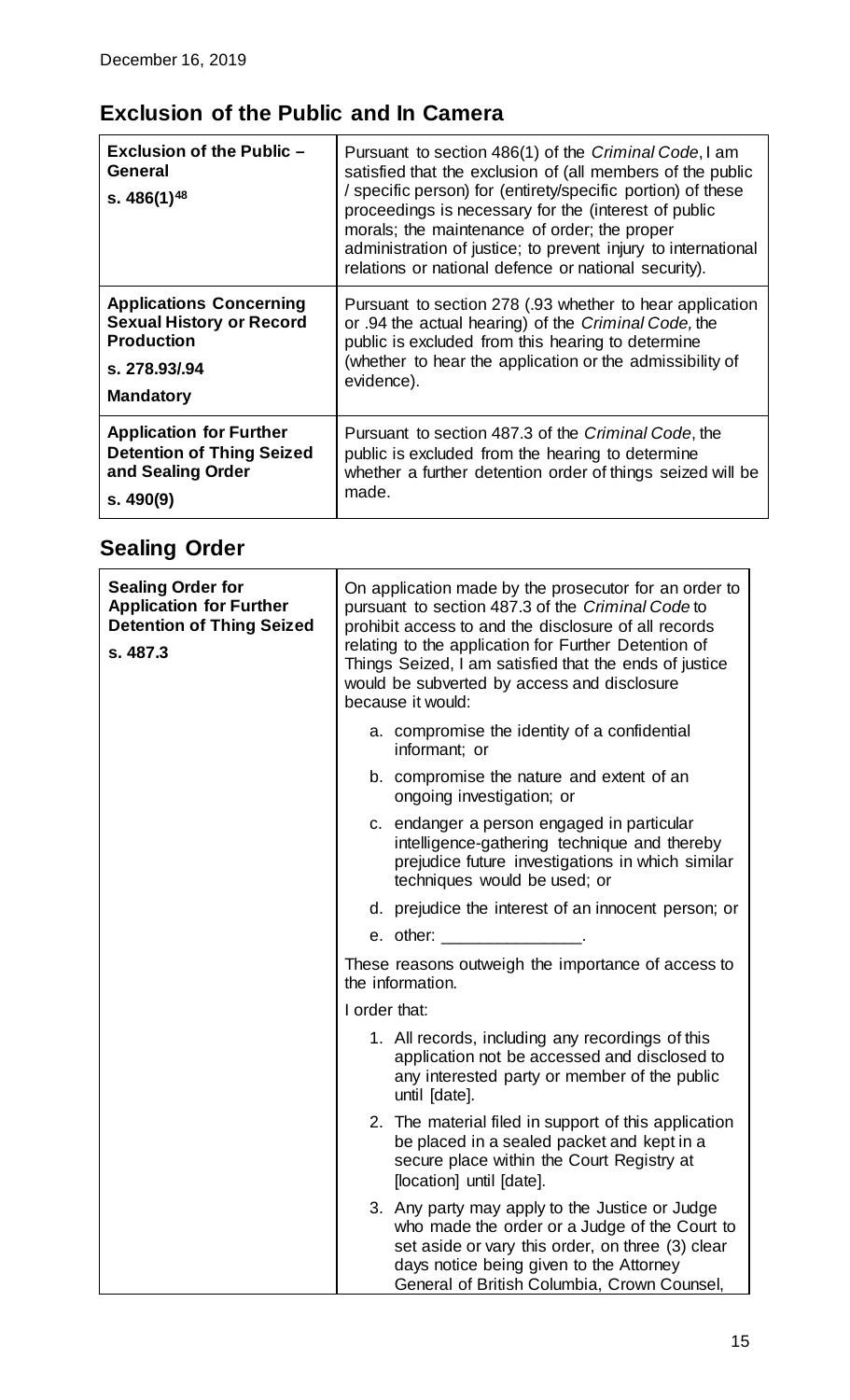December 16, 2019

## Exclusion of the Public and In Camera

| | |
|---|---|
| **Exclusion of the Public – General**<br>**s. 486(1)[48]** | Pursuant to section 486(1) of the *Criminal Code*, I am satisfied that the exclusion of (all members of the public / specific person) for (entirety/specific portion) of these proceedings is necessary for the (interest of public morals; the maintenance of order; the proper administration of justice; to prevent injury to international relations or national defence or national security). |
| **Applications Concerning Sexual History or Record Production**<br>**s. 278.93/.94**<br>**Mandatory** | Pursuant to section 278 (.93 whether to hear application or .94 the actual hearing) of the *Criminal Code,* the public is excluded from this hearing to determine (whether to hear the application or the admissibility of evidence). |
| **Application for Further Detention of Thing Seized and Sealing Order**<br>**s. 490(9)** | Pursuant to section 487.3 of the *Criminal Code*, the public is excluded from the hearing to determine whether a further detention order of things seized will be made. |

## Sealing Order

| | |
|---|---|
| **Sealing Order for Application for Further Detention of Thing Seized**<br>**s. 487.3** | On application made by the prosecutor for an order to pursuant to section 487.3 of the *Criminal Code* to prohibit access to and the disclosure of all records relating to the application for Further Detention of Things Seized, I am satisfied that the ends of justice would be subverted by access and disclosure because it would:<br>a. compromise the identity of a confidential informant; or<br>b. compromise the nature and extent of an ongoing investigation; or<br>c. endanger a person engaged in particular intelligence-gathering technique and thereby prejudice future investigations in which similar techniques would be used; or<br>d. prejudice the interest of an innocent person; or<br>e. other: _______________.<br>These reasons outweigh the importance of access to the information.<br>I order that:<br>1. All records, including any recordings of this application not be accessed and disclosed to any interested party or member of the public until [date].<br>2. The material filed in support of this application be placed in a sealed packet and kept in a secure place within the Court Registry at [location] until [date].<br>3. Any party may apply to the Justice or Judge who made the order or a Judge of the Court to set aside or vary this order, on three (3) clear days notice being given to the Attorney General of British Columbia, Crown Counsel, |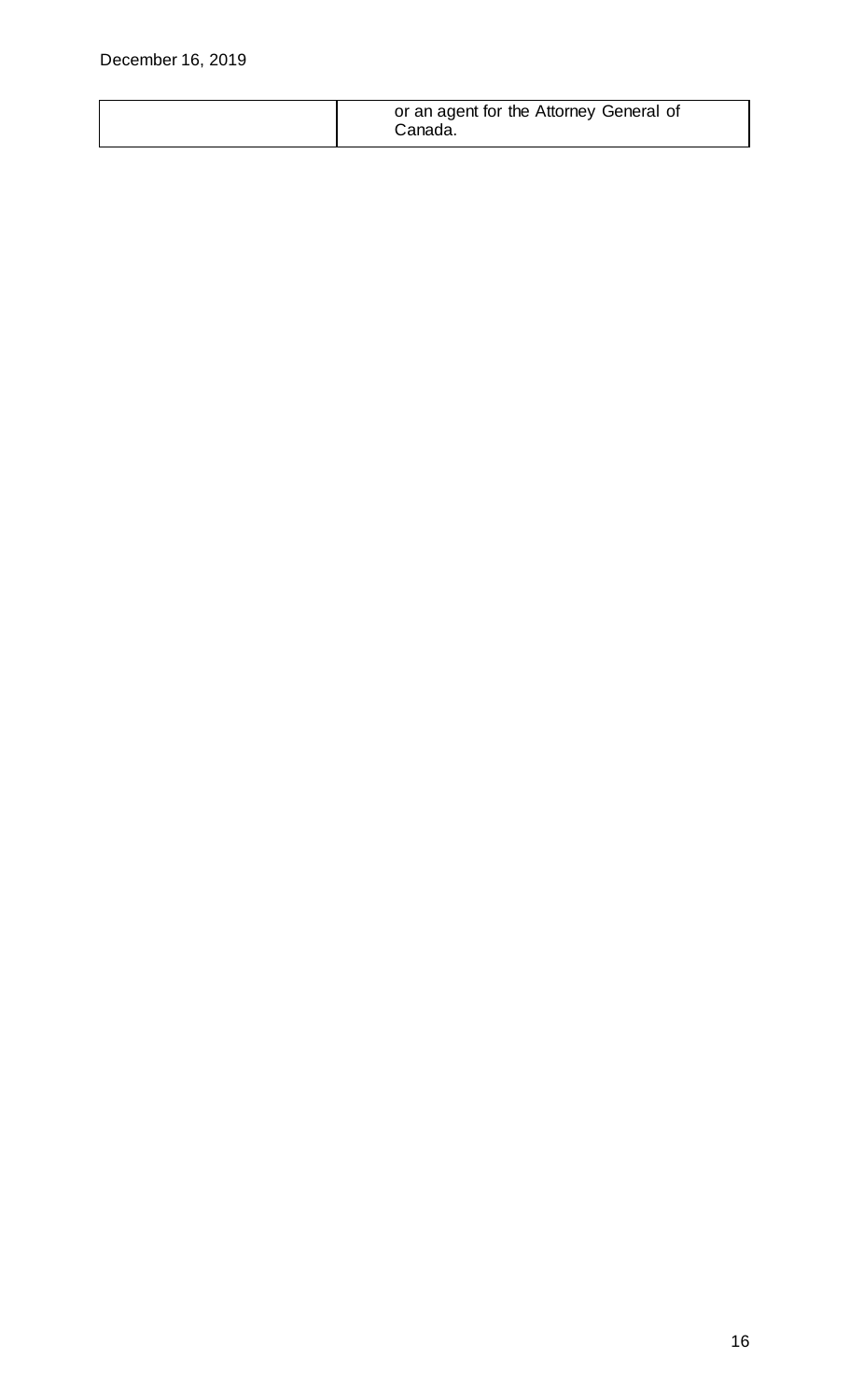| | |
|---|---|
| | or an agent for the Attorney General of Canada. |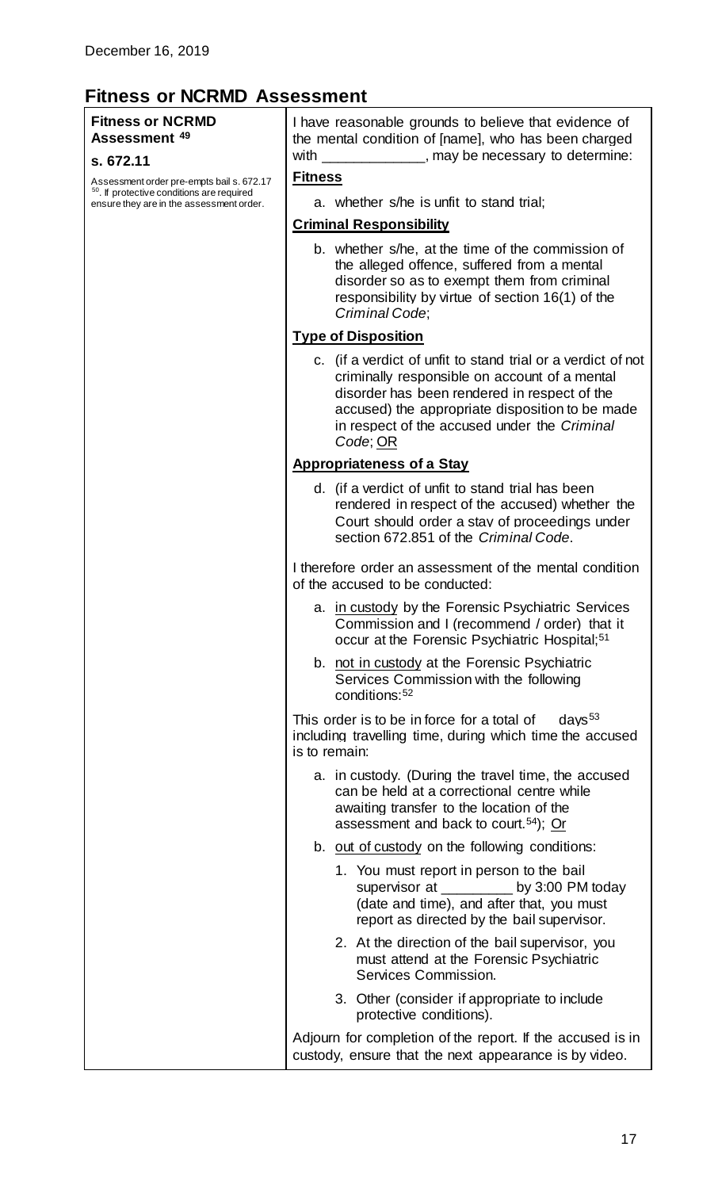December 16, 2019

## Fitness or NCRMD Assessment

| **Fitness or NCRMD Assessment** [49]<br><br>**s. 672.11**<br><br>Assessment order pre-empts bail s. 672.17 [50]. If protective conditions are required ensure they are in the assessment order. | I have reasonable grounds to believe that evidence of the mental condition of [name], who has been charged with _____________, may be necessary to determine:<br><br>**Fitness**<br><br>a. whether s/he is unfit to stand trial;<br><br>**Criminal Responsibility**<br><br>b. whether s/he, at the time of the commission of the alleged offence, suffered from a mental disorder so as to exempt them from criminal responsibility by virtue of section 16(1) of the *Criminal Code*;<br><br>**Type of Disposition**<br><br>c. (if a verdict of unfit to stand trial or a verdict of not criminally responsible on account of a mental disorder has been rendered in respect of the accused) the appropriate disposition to be made in respect of the accused under the *Criminal Code*; OR<br><br>**Appropriateness of a Stay**<br><br>d. (if a verdict of unfit to stand trial has been rendered in respect of the accused) whether the Court should order a stay of proceedings under section 672.851 of the *Criminal Code*.<br><br>I therefore order an assessment of the mental condition of the accused to be conducted:<br><br>a. in custody by the Forensic Psychiatric Services Commission and I (recommend / order) that it occur at the Forensic Psychiatric Hospital;[51]<br><br>b. not in custody at the Forensic Psychiatric Services Commission with the following conditions:[52]<br><br>This order is to be in force for a total of days[53] including travelling time, during which time the accused is to remain:<br><br>a. in custody. (During the travel time, the accused can be held at a correctional centre while awaiting transfer to the location of the assessment and back to court.[54]); Or<br><br>b. out of custody on the following conditions:<br><br>1. You must report in person to the bail supervisor at _________ by 3:00 PM today (date and time), and after that, you must report as directed by the bail supervisor.<br><br>2. At the direction of the bail supervisor, you must attend at the Forensic Psychiatric Services Commission.<br><br>3. Other (consider if appropriate to include protective conditions).<br><br>Adjourn for completion of the report. If the accused is in custody, ensure that the next appearance is by video. |
|---|---|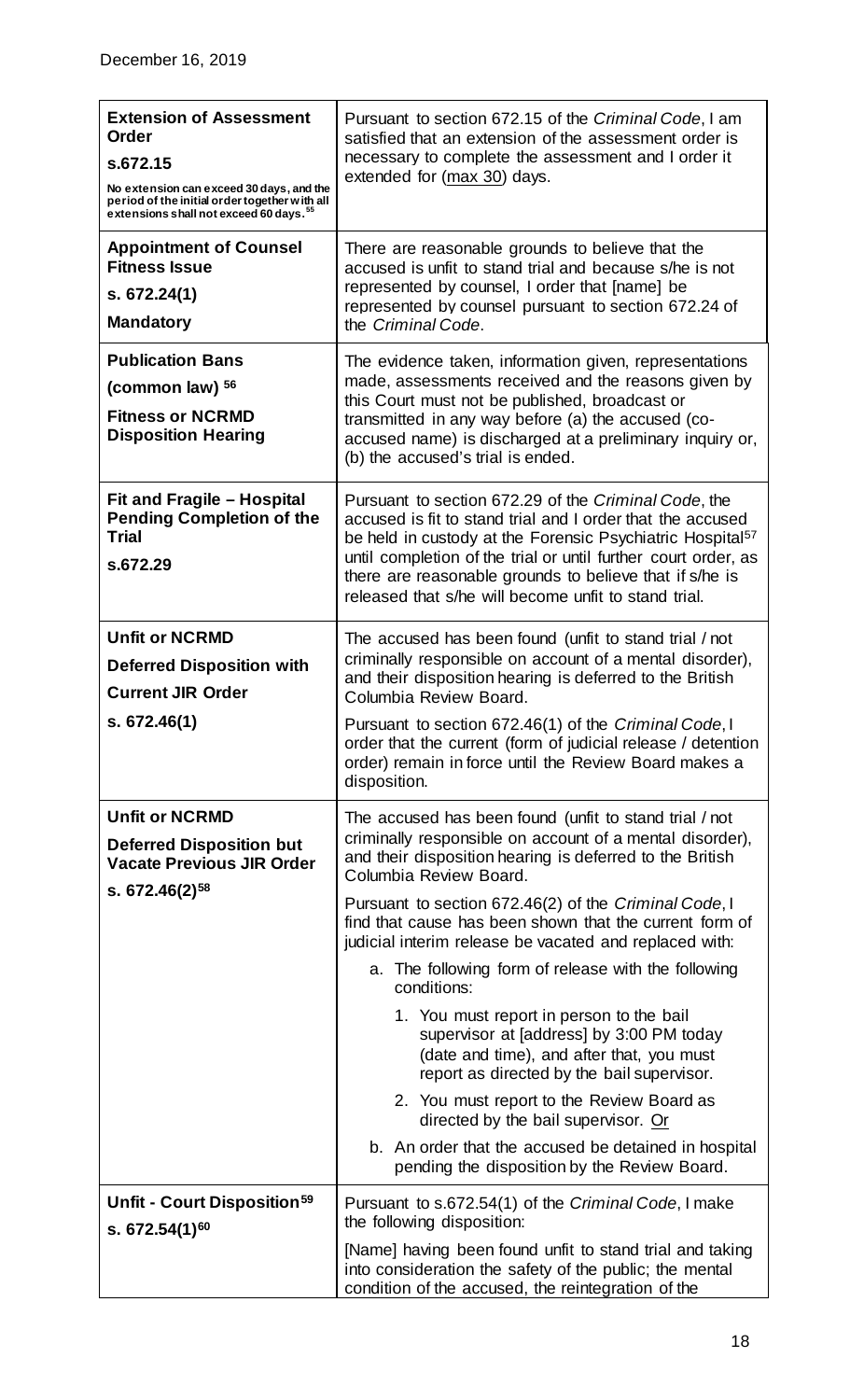December 16, 2019

| | |
|---|---|
| **Extension of Assessment Order**<br>**s.672.15**<br>**No extension can exceed 30 days, and the period of the initial order together with all extensions shall not exceed 60 days.**[55] | Pursuant to section 672.15 of the *Criminal Code*, I am satisfied that an extension of the assessment order is necessary to complete the assessment and I order it extended for (max 30) days. |
| **Appointment of Counsel Fitness Issue**<br>**s. 672.24(1)**<br>**Mandatory** | There are reasonable grounds to believe that the accused is unfit to stand trial and because s/he is not represented by counsel, I order that [name] be represented by counsel pursuant to section 672.24 of the *Criminal Code*. |
| **Publication Bans**<br>**(common law)** [56]<br>**Fitness or NCRMD Disposition Hearing** | The evidence taken, information given, representations made, assessments received and the reasons given by this Court must not be published, broadcast or transmitted in any way before (a) the accused (co-accused name) is discharged at a preliminary inquiry or, (b) the accused's trial is ended. |
| **Fit and Fragile – Hospital Pending Completion of the Trial**<br>**s.672.29** | Pursuant to section 672.29 of the *Criminal Code*, the accused is fit to stand trial and I order that the accused be held in custody at the Forensic Psychiatric Hospital[57] until completion of the trial or until further court order, as there are reasonable grounds to believe that if s/he is released that s/he will become unfit to stand trial. |
| **Unfit or NCRMD**<br>**Deferred Disposition with Current JIR Order**<br>**s. 672.46(1)** | The accused has been found (unfit to stand trial / not criminally responsible on account of a mental disorder), and their disposition hearing is deferred to the British Columbia Review Board.<br><br>Pursuant to section 672.46(1) of the *Criminal Code*, I order that the current (form of judicial release / detention order) remain in force until the Review Board makes a disposition. |
| **Unfit or NCRMD**<br>**Deferred Disposition but Vacate Previous JIR Order**<br>**s. 672.46(2)**[58] | The accused has been found (unfit to stand trial / not criminally responsible on account of a mental disorder), and their disposition hearing is deferred to the British Columbia Review Board.<br><br>Pursuant to section 672.46(2) of the *Criminal Code*, I find that cause has been shown that the current form of judicial interim release be vacated and replaced with:<br><br>a. The following form of release with the following conditions:<br><br>1. You must report in person to the bail supervisor at [address] by 3:00 PM today (date and time), and after that, you must report as directed by the bail supervisor.<br><br>2. You must report to the Review Board as directed by the bail supervisor. Or<br><br>b. An order that the accused be detained in hospital pending the disposition by the Review Board. |
| **Unfit - Court Disposition**[59]<br>**s. 672.54(1)**[60] | Pursuant to s.672.54(1) of the *Criminal Code*, I make the following disposition:<br><br>[Name] having been found unfit to stand trial and taking into consideration the safety of the public; the mental condition of the accused, the reintegration of the |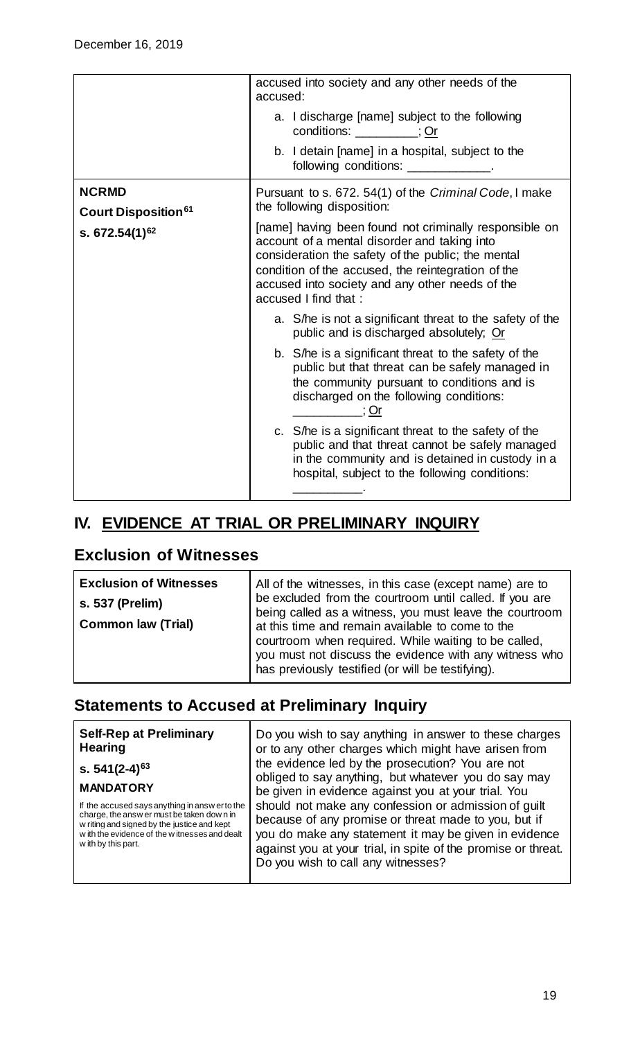| | |
|---|---|
| | accused into society and any other needs of the accused:<br><br>a. I discharge [name] subject to the following conditions: _________; Or<br><br>b. I detain [name] in a hospital, subject to the following conditions: ____________. |
| **NCRMD**<br>**Court Disposition**[61]<br><br>**s. 672.54(1)**[62] | Pursuant to s. 672. 54(1) of the *Criminal Code*, I make the following disposition:<br><br>[name] having been found not criminally responsible on account of a mental disorder and taking into consideration the safety of the public; the mental condition of the accused, the reintegration of the accused into society and any other needs of the accused I find that :<br><br>a. S/he is not a significant threat to the safety of the public and is discharged absolutely; Or<br><br>b. S/he is a significant threat to the safety of the public but that threat can be safely managed in the community pursuant to conditions and is discharged on the following conditions: _________; Or<br><br>c. S/he is a significant threat to the safety of the public and that threat cannot be safely managed in the community and is detained in custody in a hospital, subject to the following conditions: _________. |

## IV. EVIDENCE AT TRIAL OR PRELIMINARY INQUIRY

### Exclusion of Witnesses

| | |
|---|---|
| **Exclusion of Witnesses**<br><br>**s. 537 (Prelim)**<br><br>**Common law (Trial)** | All of the witnesses, in this case (except name) are to be excluded from the courtroom until called. If you are being called as a witness, you must leave the courtroom at this time and remain available to come to the courtroom when required. While waiting to be called, you must not discuss the evidence with any witness who has previously testified (or will be testifying). |

### Statements to Accused at Preliminary Inquiry

| | |
|---|---|
| **Self-Rep at Preliminary Hearing**<br><br>**s. 541(2-4)**[63]<br><br>**MANDATORY**<br><br>If the accused says anything in answer to the charge, the answer must be taken down in writing and signed by the justice and kept with the evidence of the witnesses and dealt with by this part. | Do you wish to say anything in answer to these charges or to any other charges which might have arisen from the evidence led by the prosecution? You are not obliged to say anything, but whatever you do say may be given in evidence against you at your trial. You should not make any confession or admission of guilt because of any promise or threat made to you, but if you do make any statement it may be given in evidence against you at your trial, in spite of the promise or threat. Do you wish to call any witnesses? |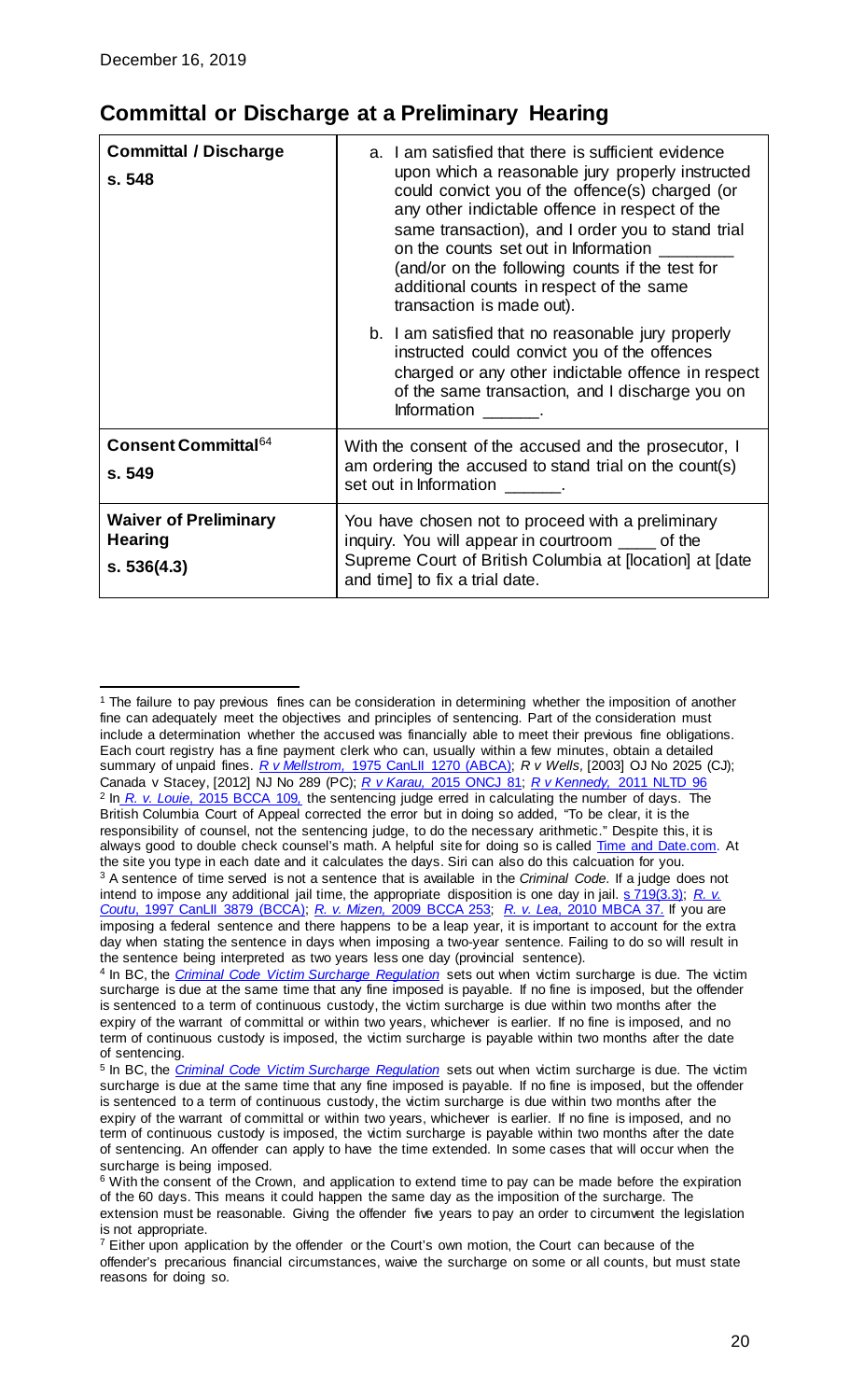December 16, 2019

## Committal or Discharge at a Preliminary Hearing

| **Committal / Discharge**<br><br>**s. 548** | a. I am satisfied that there is sufficient evidence upon which a reasonable jury properly instructed could convict you of the offence(s) charged (or any other indictable offence in respect of the same transaction), and I order you to stand trial on the counts set out in Information ________ (and/or on the following counts if the test for additional counts in respect of the same transaction is made out).<br><br>b. I am satisfied that no reasonable jury properly instructed could convict you of the offences charged or any other indictable offence in respect of the same transaction, and I discharge you on Information ______. |
|---|---|
| **Consent Committal**[64]<br><br>**s. 549** | With the consent of the accused and the prosecutor, I am ordering the accused to stand trial on the count(s) set out in Information ______. |
| **Waiver of Preliminary Hearing**<br><br>**s. 536(4.3)** | You have chosen not to proceed with a preliminary inquiry. You will appear in courtroom ____ of the Supreme Court of British Columbia at [location] at [date and time] to fix a trial date. |

---

[1] The failure to pay previous fines can be consideration in determining whether the imposition of another fine can adequately meet the objectives and principles of sentencing. Part of the consideration must include a determination whether the accused was financially able to meet their previous fine obligations. Each court registry has a fine payment clerk who can, usually within a few minutes, obtain a detailed summary of unpaid fines. *R v Mellstrom,* 1975 CanLII 1270 (ABCA); *R v Wells,* [2003] OJ No 2025 (CJ); Canada v Stacey, [2012] NJ No 289 (PC); *R v Karau,* 2015 ONCJ 81; *R v Kennedy,* 2011 NLTD 96

[2] In *R. v. Louie*, 2015 BCCA 109, the sentencing judge erred in calculating the number of days. The British Columbia Court of Appeal corrected the error but in doing so added, "To be clear, it is the responsibility of counsel, not the sentencing judge, to do the necessary arithmetic." Despite this, it is always good to double check counsel's math. A helpful site for doing so is called Time and Date.com. At the site you type in each date and it calculates the days. Siri can also do this calcuation for you.

[3] A sentence of time served is not a sentence that is available in the *Criminal Code*. If a judge does not intend to impose any additional jail time, the appropriate disposition is one day in jail. s 719(3.3); *R. v. Coutu*, 1997 CanLII 3879 (BCCA); *R. v. Mizen,* 2009 BCCA 253; *R. v. Lea*, 2010 MBCA 37. If you are imposing a federal sentence and there happens to be a leap year, it is important to account for the extra day when stating the sentence in days when imposing a two-year sentence. Failing to do so will result in the sentence being interpreted as two years less one day (provincial sentence).

[4] In BC, the *Criminal Code Victim Surcharge Regulation* sets out when victim surcharge is due. The victim surcharge is due at the same time that any fine imposed is payable. If no fine is imposed, but the offender is sentenced to a term of continuous custody, the victim surcharge is due within two months after the expiry of the warrant of committal or within two years, whichever is earlier. If no fine is imposed, and no term of continuous custody is imposed, the victim surcharge is payable within two months after the date of sentencing.

[5] In BC, the *Criminal Code Victim Surcharge Regulation* sets out when victim surcharge is due. The victim surcharge is due at the same time that any fine imposed is payable. If no fine is imposed, but the offender is sentenced to a term of continuous custody, the victim surcharge is due within two months after the expiry of the warrant of committal or within two years, whichever is earlier. If no fine is imposed, and no term of continuous custody is imposed, the victim surcharge is payable within two months after the date of sentencing. An offender can apply to have the time extended. In some cases that will occur when the surcharge is being imposed.

[6] With the consent of the Crown, and application to extend time to pay can be made before the expiration of the 60 days. This means it could happen the same day as the imposition of the surcharge. The extension must be reasonable. Giving the offender five years to pay an order to circumvent the legislation is not appropriate.

[7] Either upon application by the offender or the Court's own motion, the Court can because of the offender's precarious financial circumstances, waive the surcharge on some or all counts, but must state reasons for doing so.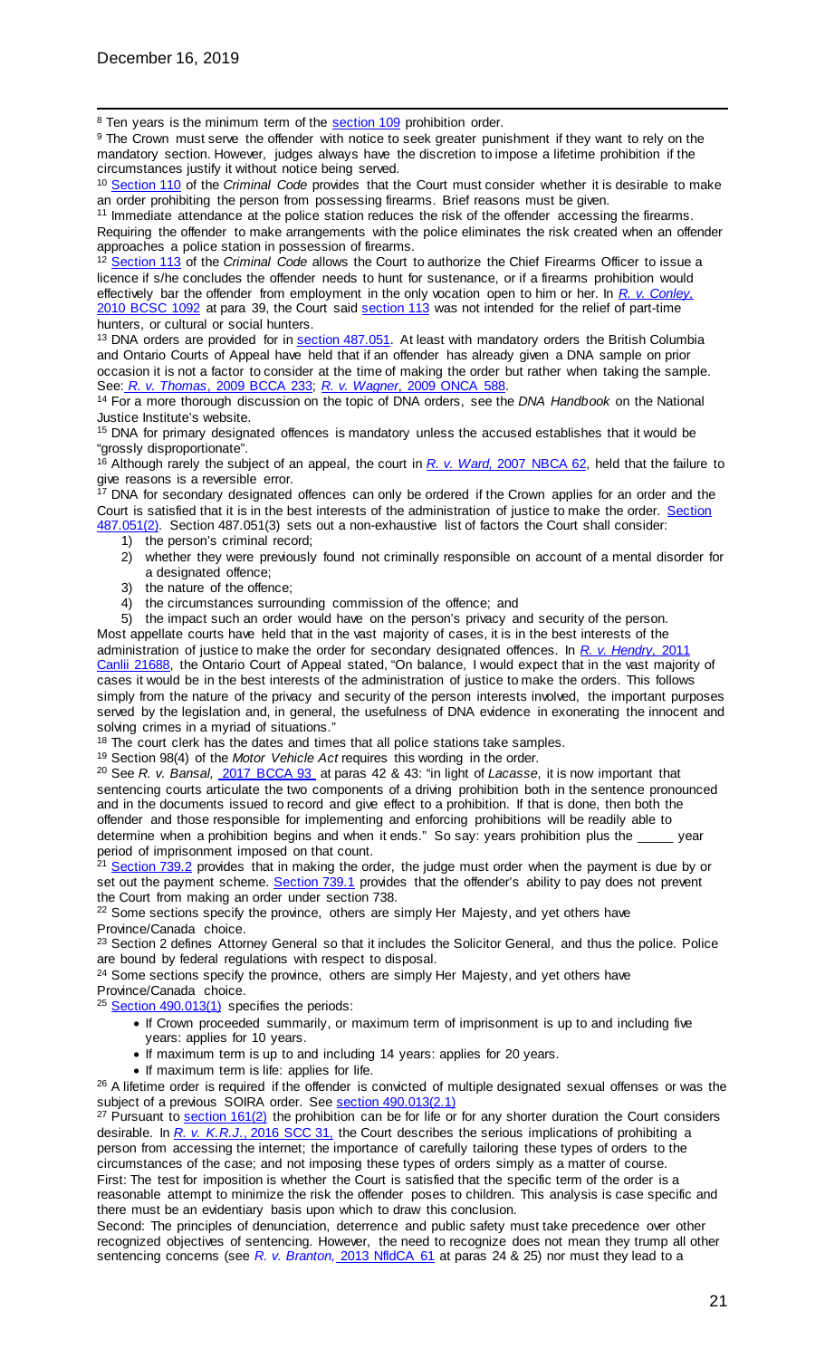[8] Ten years is the minimum term of the section 109 prohibition order.

[9] The Crown must serve the offender with notice to seek greater punishment if they want to rely on the mandatory section. However, judges always have the discretion to impose a lifetime prohibition if the circumstances justify it without notice being served.

[10] Section 110 of the *Criminal Code* provides that the Court must consider whether it is desirable to make an order prohibiting the person from possessing firearms. Brief reasons must be given.

[11] Immediate attendance at the police station reduces the risk of the offender accessing the firearms. Requiring the offender to make arrangements with the police eliminates the risk created when an offender approaches a police station in possession of firearms.

[12] Section 113 of the *Criminal Code* allows the Court to authorize the Chief Firearms Officer to issue a licence if s/he concludes the offender needs to hunt for sustenance, or if a firearms prohibition would effectively bar the offender from employment in the only vocation open to him or her. In *R. v. Conley*, 2010 BCSC 1092 at para 39, the Court said section 113 was not intended for the relief of part-time hunters, or cultural or social hunters.

[13] DNA orders are provided for in section 487.051. At least with mandatory orders the British Columbia and Ontario Courts of Appeal have held that if an offender has already given a DNA sample on prior occasion it is not a factor to consider at the time of making the order but rather when taking the sample. See: *R. v. Thomas*, 2009 BCCA 233; *R. v. Wagner*, 2009 ONCA 588.

[14] For a more thorough discussion on the topic of DNA orders, see the *DNA Handbook* on the National Justice Institute's website.

[15] DNA for primary designated offences is mandatory unless the accused establishes that it would be "grossly disproportionate".

[16] Although rarely the subject of an appeal, the court in *R. v. Ward*, 2007 NBCA 62, held that the failure to give reasons is a reversible error.

[17] DNA for secondary designated offences can only be ordered if the Crown applies for an order and the Court is satisfied that it is in the best interests of the administration of justice to make the order. Section 487.051(2). Section 487.051(3) sets out a non-exhaustive list of factors the Court shall consider:

1) the person's criminal record;
2) whether they were previously found not criminally responsible on account of a mental disorder for a designated offence;
3) the nature of the offence;
4) the circumstances surrounding commission of the offence; and
5) the impact such an order would have on the person's privacy and security of the person.

Most appellate courts have held that in the vast majority of cases, it is in the best interests of the administration of justice to make the order for secondary designated offences. In *R. v. Hendry*, 2011 Canlii 21688, the Ontario Court of Appeal stated, "On balance, I would expect that in the vast majority of cases it would be in the best interests of the administration of justice to make the orders. This follows simply from the nature of the privacy and security of the person interests involved, the important purposes served by the legislation and, in general, the usefulness of DNA evidence in exonerating the innocent and solving crimes in a myriad of situations."

[18] The court clerk has the dates and times that all police stations take samples.

[19] Section 98(4) of the *Motor Vehicle Act* requires this wording in the order.

[20] See *R. v. Bansal*, 2017 BCCA 93 at paras 42 & 43: "in light of *Lacasse*, it is now important that sentencing courts articulate the two components of a driving prohibition both in the sentence pronounced and in the documents issued to record and give effect to a prohibition. If that is done, then both the offender and those responsible for implementing and enforcing prohibitions will be readily able to determine when a prohibition begins and when it ends." So say: years prohibition plus the _____ year period of imprisonment imposed on that count.

[21] Section 739.2 provides that in making the order, the judge must order when the payment is due by or set out the payment scheme. Section 739.1 provides that the offender's ability to pay does not prevent the Court from making an order under section 738.

[22] Some sections specify the province, others are simply Her Majesty, and yet others have Province/Canada choice.

[23] Section 2 defines Attorney General so that it includes the Solicitor General, and thus the police. Police are bound by federal regulations with respect to disposal.

[24] Some sections specify the province, others are simply Her Majesty, and yet others have Province/Canada choice.

[25] Section 490.013(1) specifies the periods:

- If Crown proceeded summarily, or maximum term of imprisonment is up to and including five years: applies for 10 years.
- If maximum term is up to and including 14 years: applies for 20 years.
- If maximum term is life: applies for life.

[26] A lifetime order is required if the offender is convicted of multiple designated sexual offenses or was the subject of a previous SOIRA order. See section 490.013(2.1)

[27] Pursuant to section 161(2) the prohibition can be for life or for any shorter duration the Court considers desirable. In *R. v. K.R.J.*, 2016 SCC 31, the Court describes the serious implications of prohibiting a person from accessing the internet; the importance of carefully tailoring these types of orders to the circumstances of the case; and not imposing these types of orders simply as a matter of course.

First: The test for imposition is whether the Court is satisfied that the specific term of the order is a reasonable attempt to minimize the risk the offender poses to children. This analysis is case specific and there must be an evidentiary basis upon which to draw this conclusion.

Second: The principles of denunciation, deterrence and public safety must take precedence over other recognized objectives of sentencing. However, the need to recognize does not mean they trump all other sentencing concerns (see *R. v. Branton*, 2013 NfldCA 61 at paras 24 & 25) nor must they lead to a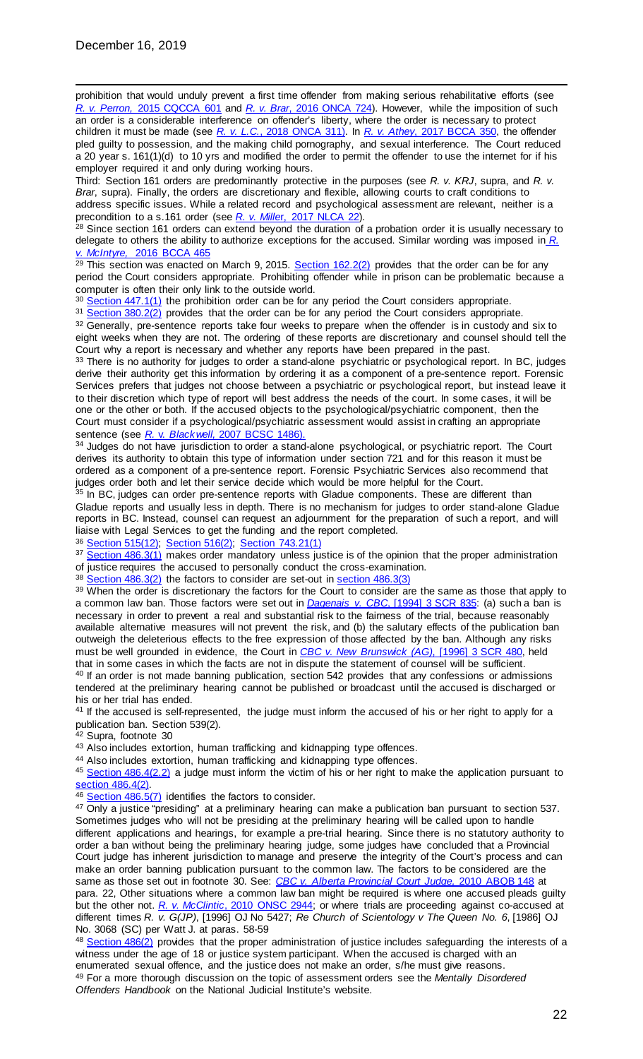prohibition that would unduly prevent a first time offender from making serious rehabilitative efforts (see *R. v. Perron*, 2015 CQCCA 601 and *R. v. Brar*, 2016 ONCA 724). However, while the imposition of such an order is a considerable interference on offender's liberty, where the order is necessary to protect children it must be made (see *R. v. L.C.*, 2018 ONCA 311). In *R. v. Athey*, 2017 BCCA 350, the offender pled guilty to possession, and the making child pornography, and sexual interference. The Court reduced a 20 year s. 161(1)(d) to 10 yrs and modified the order to permit the offender to use the internet for if his employer required it and only during working hours.

Third: Section 161 orders are predominantly protective in the purposes (see *R. v. KRJ*, supra, and *R. v. Brar*, supra). Finally, the orders are discretionary and flexible, allowing courts to craft conditions to address specific issues. While a related record and psychological assessment are relevant, neither is a precondition to a s.161 order (see *R. v. Miller*, 2017 NLCA 22).

[28] Since section 161 orders can extend beyond the duration of a probation order it is usually necessary to delegate to others the ability to authorize exceptions for the accused. Similar wording was imposed in *R. v. McIntyre*, 2016 BCCA 465

[29] This section was enacted on March 9, 2015. Section 162.2(2) provides that the order can be for any period the Court considers appropriate. Prohibiting offender while in prison can be problematic because a computer is often their only link to the outside world.

[30] Section 447.1(1) the prohibition order can be for any period the Court considers appropriate.

[31] Section 380.2(2) provides that the order can be for any period the Court considers appropriate.

[32] Generally, pre-sentence reports take four weeks to prepare when the offender is in custody and six to eight weeks when they are not. The ordering of these reports are discretionary and counsel should tell the Court why a report is necessary and whether any reports have been prepared in the past.

[33] There is no authority for judges to order a stand-alone psychiatric or psychological report. In BC, judges derive their authority get this information by ordering it as a component of a pre-sentence report. Forensic Services prefers that judges not choose between a psychiatric or psychological report, but instead leave it to their discretion which type of report will best address the needs of the court. In some cases, it will be one or the other or both. If the accused objects to the psychological/psychiatric component, then the Court must consider if a psychological/psychiatric assessment would assist in crafting an appropriate sentence (see *R. v. Blackwell*, 2007 BCSC 1486).

[34] Judges do not have jurisdiction to order a stand-alone psychological, or psychiatric report. The Court derives its authority to obtain this type of information under section 721 and for this reason it must be ordered as a component of a pre-sentence report. Forensic Psychiatric Services also recommend that judges order both and let their service decide which would be more helpful for the Court.

[35] In BC, judges can order pre-sentence reports with Gladue components. These are different than Gladue reports and usually less in depth. There is no mechanism for judges to order stand-alone Gladue reports in BC. Instead, counsel can request an adjournment for the preparation of such a report, and will liaise with Legal Services to get the funding and the report completed.

[36] Section 515(12); Section 516(2); Section 743.21(1)

[37] Section 486.3(1) makes order mandatory unless justice is of the opinion that the proper administration of justice requires the accused to personally conduct the cross-examination.

[38] Section 486.3(2) the factors to consider are set-out in section 486.3(3)

[39] When the order is discretionary the factors for the Court to consider are the same as those that apply to a common law ban. Those factors were set out in *Dagenais v. CBC*, [1994] 3 SCR 835: (a) such a ban is necessary in order to prevent a real and substantial risk to the fairness of the trial, because reasonably available alternative measures will not prevent the risk, and (b) the salutary effects of the publication ban outweigh the deleterious effects to the free expression of those affected by the ban. Although any risks must be well grounded in evidence, the Court in *CBC v. New Brunswick (AG)*, [1996] 3 SCR 480, held that in some cases in which the facts are not in dispute the statement of counsel will be sufficient.

[40] If an order is not made banning publication, section 542 provides that any confessions or admissions tendered at the preliminary hearing cannot be published or broadcast until the accused is discharged or his or her trial has ended.

[41] If the accused is self-represented, the judge must inform the accused of his or her right to apply for a publication ban. Section 539(2).

[42] Supra, footnote 30

[43] Also includes extortion, human trafficking and kidnapping type offences.

[44] Also includes extortion, human trafficking and kidnapping type offences.

[45] Section 486.4(2.2) a judge must inform the victim of his or her right to make the application pursuant to section 486.4(2).

[46] Section 486.5(7) identifies the factors to consider.

[47] Only a justice "presiding" at a preliminary hearing can make a publication ban pursuant to section 537. Sometimes judges who will not be presiding at the preliminary hearing will be called upon to handle different applications and hearings, for example a pre-trial hearing. Since there is no statutory authority to order a ban without being the preliminary hearing judge, some judges have concluded that a Provincial Court judge has inherent jurisdiction to manage and preserve the integrity of the Court's process and can make an order banning publication pursuant to the common law. The factors to be considered are the same as those set out in footnote 30. See: *CBC v. Alberta Provincial Court Judge*, 2010 ABQB 148 at para. 22, Other situations where a common law ban might be required is where one accused pleads guilty but the other not. *R. v. McClintic*, 2010 ONSC 2944; or where trials are proceeding against co-accused at different times *R. v. G(JP)*, [1996] OJ No 5427; *Re Church of Scientology v The Queen No. 6*, [1986] OJ No. 3068 (SC) per Watt J. at paras. 58-59

[48] Section 486(2) provides that the proper administration of justice includes safeguarding the interests of a witness under the age of 18 or justice system participant. When the accused is charged with an enumerated sexual offence, and the justice does not make an order, s/he must give reasons.

[49] For a more thorough discussion on the topic of assessment orders see the *Mentally Disordered Offenders Handbook* on the National Judicial Institute's website.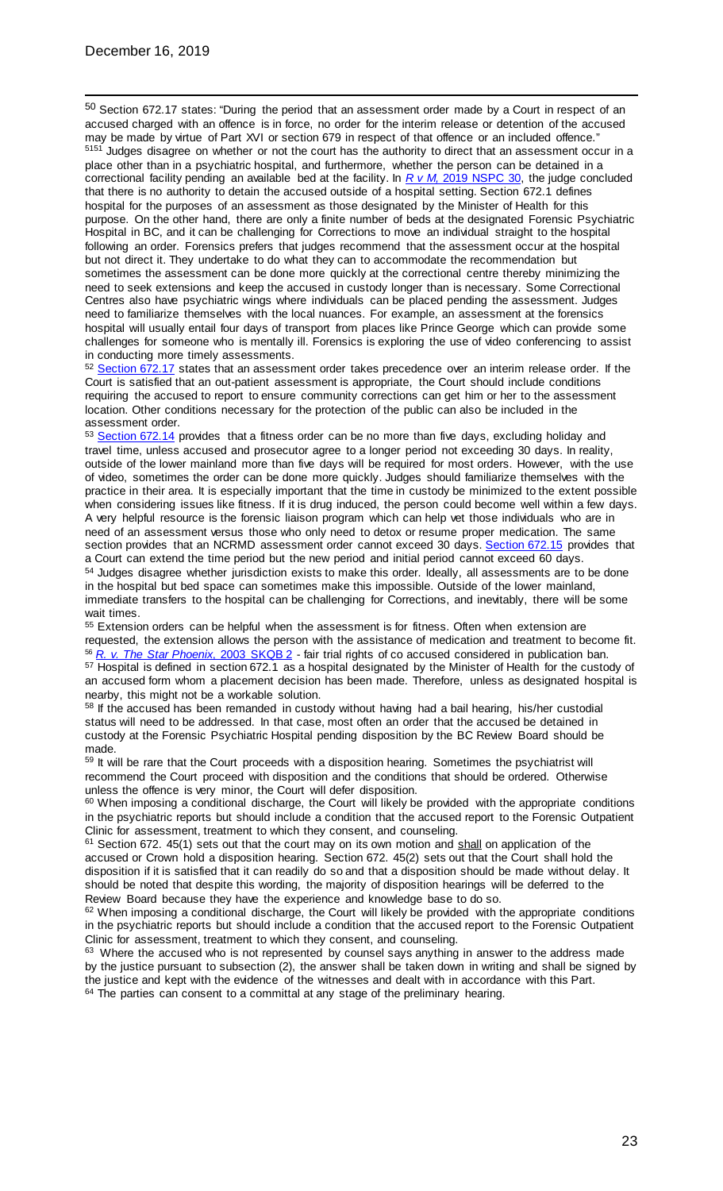[50] Section 672.17 states: "During the period that an assessment order made by a Court in respect of an accused charged with an offence is in force, no order for the interim release or detention of the accused may be made by virtue of Part XVI or section 679 in respect of that offence or an included offence."

[5151] Judges disagree on whether or not the court has the authority to direct that an assessment occur in a place other than in a psychiatric hospital, and furthermore, whether the person can be detained in a correctional facility pending an available bed at the facility. In *R v M,* 2019 NSPC 30, the judge concluded that there is no authority to detain the accused outside of a hospital setting. Section 672.1 defines hospital for the purposes of an assessment as those designated by the Minister of Health for this purpose. On the other hand, there are only a finite number of beds at the designated Forensic Psychiatric Hospital in BC, and it can be challenging for Corrections to move an individual straight to the hospital following an order. Forensics prefers that judges recommend that the assessment occur at the hospital but not direct it. They undertake to do what they can to accommodate the recommendation but sometimes the assessment can be done more quickly at the correctional centre thereby minimizing the need to seek extensions and keep the accused in custody longer than is necessary. Some Correctional Centres also have psychiatric wings where individuals can be placed pending the assessment. Judges need to familiarize themselves with the local nuances. For example, an assessment at the forensics hospital will usually entail four days of transport from places like Prince George which can provide some challenges for someone who is mentally ill. Forensics is exploring the use of video conferencing to assist in conducting more timely assessments.

[52] Section 672.17 states that an assessment order takes precedence over an interim release order. If the Court is satisfied that an out-patient assessment is appropriate, the Court should include conditions requiring the accused to report to ensure community corrections can get him or her to the assessment location. Other conditions necessary for the protection of the public can also be included in the assessment order.

[53] Section 672.14 provides that a fitness order can be no more than five days, excluding holiday and travel time, unless accused and prosecutor agree to a longer period not exceeding 30 days. In reality, outside of the lower mainland more than five days will be required for most orders. However, with the use of video, sometimes the order can be done more quickly. Judges should familiarize themselves with the practice in their area. It is especially important that the time in custody be minimized to the extent possible when considering issues like fitness. If it is drug induced, the person could become well within a few days. A very helpful resource is the forensic liaison program which can help vet those individuals who are in need of an assessment versus those who only need to detox or resume proper medication. The same section provides that an NCRMD assessment order cannot exceed 30 days. Section 672.15 provides that a Court can extend the time period but the new period and initial period cannot exceed 60 days.

[54] Judges disagree whether jurisdiction exists to make this order. Ideally, all assessments are to be done in the hospital but bed space can sometimes make this impossible. Outside of the lower mainland, immediate transfers to the hospital can be challenging for Corrections, and inevitably, there will be some wait times.

[55] Extension orders can be helpful when the assessment is for fitness. Often when extension are requested, the extension allows the person with the assistance of medication and treatment to become fit.

[56] *R. v. The Star Phoenix,* 2003 SKQB 2 - fair trial rights of co accused considered in publication ban.

[57] Hospital is defined in section 672.1 as a hospital designated by the Minister of Health for the custody of an accused form whom a placement decision has been made. Therefore, unless as designated hospital is nearby, this might not be a workable solution.

[58] If the accused has been remanded in custody without having had a bail hearing, his/her custodial status will need to be addressed. In that case, most often an order that the accused be detained in custody at the Forensic Psychiatric Hospital pending disposition by the BC Review Board should be made.

[59] It will be rare that the Court proceeds with a disposition hearing. Sometimes the psychiatrist will recommend the Court proceed with disposition and the conditions that should be ordered. Otherwise unless the offence is very minor, the Court will defer disposition.

[60] When imposing a conditional discharge, the Court will likely be provided with the appropriate conditions in the psychiatric reports but should include a condition that the accused report to the Forensic Outpatient Clinic for assessment, treatment to which they consent, and counseling.

[61] Section 672. 45(1) sets out that the court may on its own motion and shall on application of the accused or Crown hold a disposition hearing. Section 672. 45(2) sets out that the Court shall hold the disposition if it is satisfied that it can readily do so and that a disposition should be made without delay. It should be noted that despite this wording, the majority of disposition hearings will be deferred to the Review Board because they have the experience and knowledge base to do so.

[62] When imposing a conditional discharge, the Court will likely be provided with the appropriate conditions in the psychiatric reports but should include a condition that the accused report to the Forensic Outpatient Clinic for assessment, treatment to which they consent, and counseling.

[63] Where the accused who is not represented by counsel says anything in answer to the address made by the justice pursuant to subsection (2), the answer shall be taken down in writing and shall be signed by the justice and kept with the evidence of the witnesses and dealt with in accordance with this Part.

[64] The parties can consent to a committal at any stage of the preliminary hearing.